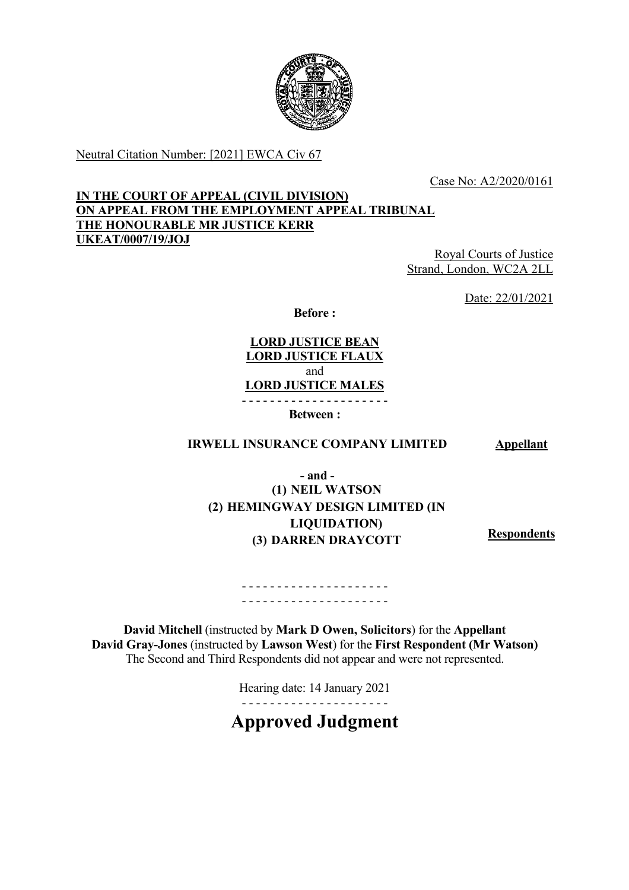Neutral Citation Number: [2021] EWCA Civ 67

Case No: A2/2020/0161

**IN THE COURT OF APPEAL (CIVIL DIVISION)**
**ON APPEAL FROM THE EMPLOYMENT APPEAL TRIBUNAL**
**THE HONOURABLE MR JUSTICE KERR**
**UKEAT/0007/19/JOJ**

Royal Courts of Justice
Strand, London, WC2A 2LL

Date: 22/01/2021

**Before :**

**LORD JUSTICE BEAN**
**LORD JUSTICE FLAUX**
and
**LORD JUSTICE MALES**

- - - - - - - - - - - - - - - - - - - - -

**Between :**

**IRWELL INSURANCE COMPANY LIMITED** — **Appellant**

**- and -**

**(1) NEIL WATSON**
**(2) HEMINGWAY DESIGN LIMITED (IN LIQUIDATION)**
**(3) DARREN DRAYCOTT** — **Respondents**

- - - - - - - - - - - - - - - - - - - - -
- - - - - - - - - - - - - - - - - - - - -

**David Mitchell** (instructed by **Mark D Owen, Solicitors**) for the **Appellant**
**David Gray-Jones** (instructed by **Lawson West**) for the **First Respondent (Mr Watson)**
The Second and Third Respondents did not appear and were not represented.

Hearing date: 14 January 2021

- - - - - - - - - - - - - - - - - - - - -

# Approved Judgment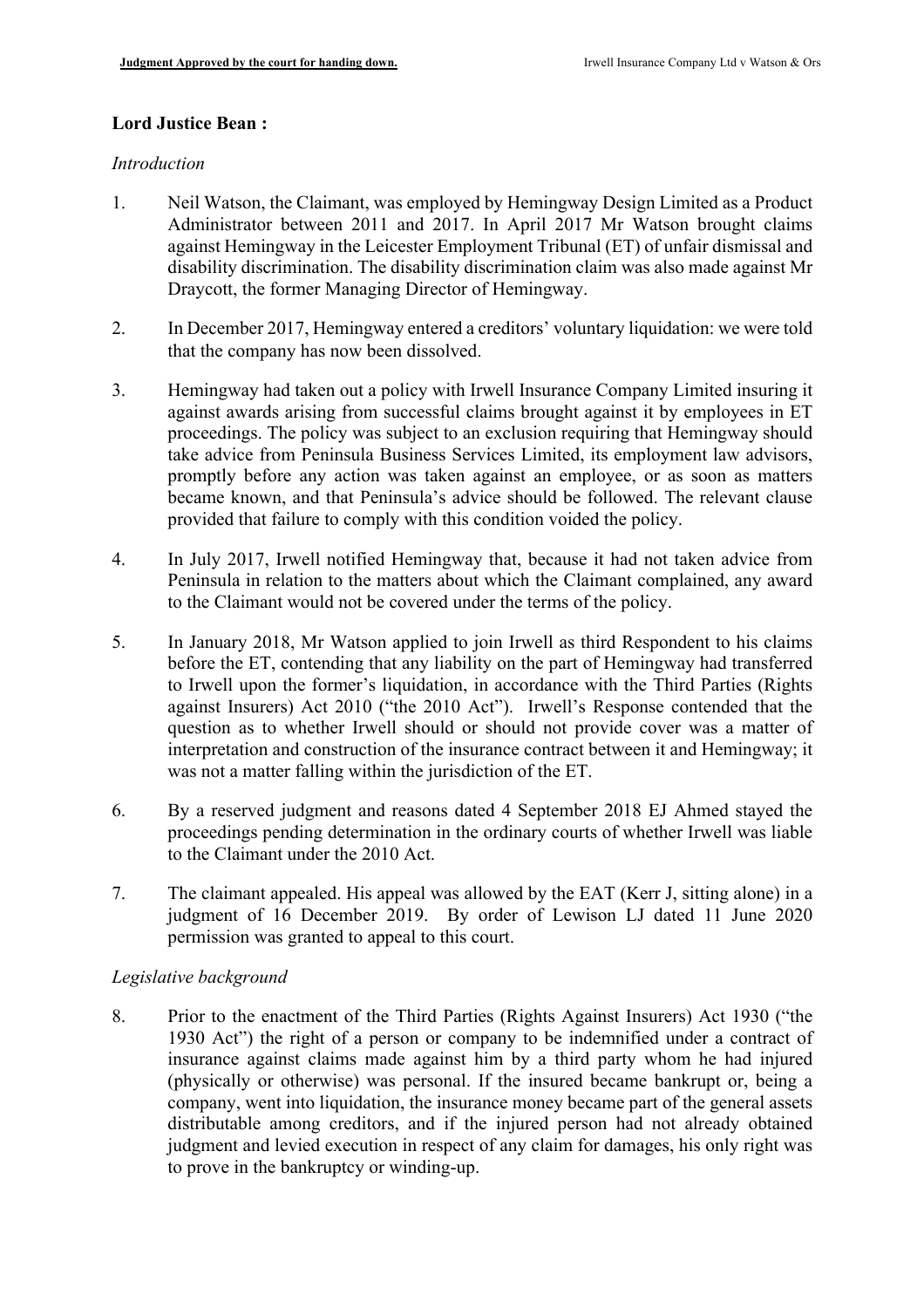**Lord Justice Bean :**

*Introduction*

1. Neil Watson, the Claimant, was employed by Hemingway Design Limited as a Product Administrator between 2011 and 2017. In April 2017 Mr Watson brought claims against Hemingway in the Leicester Employment Tribunal (ET) of unfair dismissal and disability discrimination. The disability discrimination claim was also made against Mr Draycott, the former Managing Director of Hemingway.

2. In December 2017, Hemingway entered a creditors' voluntary liquidation: we were told that the company has now been dissolved.

3. Hemingway had taken out a policy with Irwell Insurance Company Limited insuring it against awards arising from successful claims brought against it by employees in ET proceedings. The policy was subject to an exclusion requiring that Hemingway should take advice from Peninsula Business Services Limited, its employment law advisors, promptly before any action was taken against an employee, or as soon as matters became known, and that Peninsula's advice should be followed. The relevant clause provided that failure to comply with this condition voided the policy.

4. In July 2017, Irwell notified Hemingway that, because it had not taken advice from Peninsula in relation to the matters about which the Claimant complained, any award to the Claimant would not be covered under the terms of the policy.

5. In January 2018, Mr Watson applied to join Irwell as third Respondent to his claims before the ET, contending that any liability on the part of Hemingway had transferred to Irwell upon the former's liquidation, in accordance with the Third Parties (Rights against Insurers) Act 2010 ("the 2010 Act"). Irwell's Response contended that the question as to whether Irwell should or should not provide cover was a matter of interpretation and construction of the insurance contract between it and Hemingway; it was not a matter falling within the jurisdiction of the ET.

6. By a reserved judgment and reasons dated 4 September 2018 EJ Ahmed stayed the proceedings pending determination in the ordinary courts of whether Irwell was liable to the Claimant under the 2010 Act.

7. The claimant appealed. His appeal was allowed by the EAT (Kerr J, sitting alone) in a judgment of 16 December 2019. By order of Lewison LJ dated 11 June 2020 permission was granted to appeal to this court.

*Legislative background*

8. Prior to the enactment of the Third Parties (Rights Against Insurers) Act 1930 ("the 1930 Act") the right of a person or company to be indemnified under a contract of insurance against claims made against him by a third party whom he had injured (physically or otherwise) was personal. If the insured became bankrupt or, being a company, went into liquidation, the insurance money became part of the general assets distributable among creditors, and if the injured person had not already obtained judgment and levied execution in respect of any claim for damages, his only right was to prove in the bankruptcy or winding-up.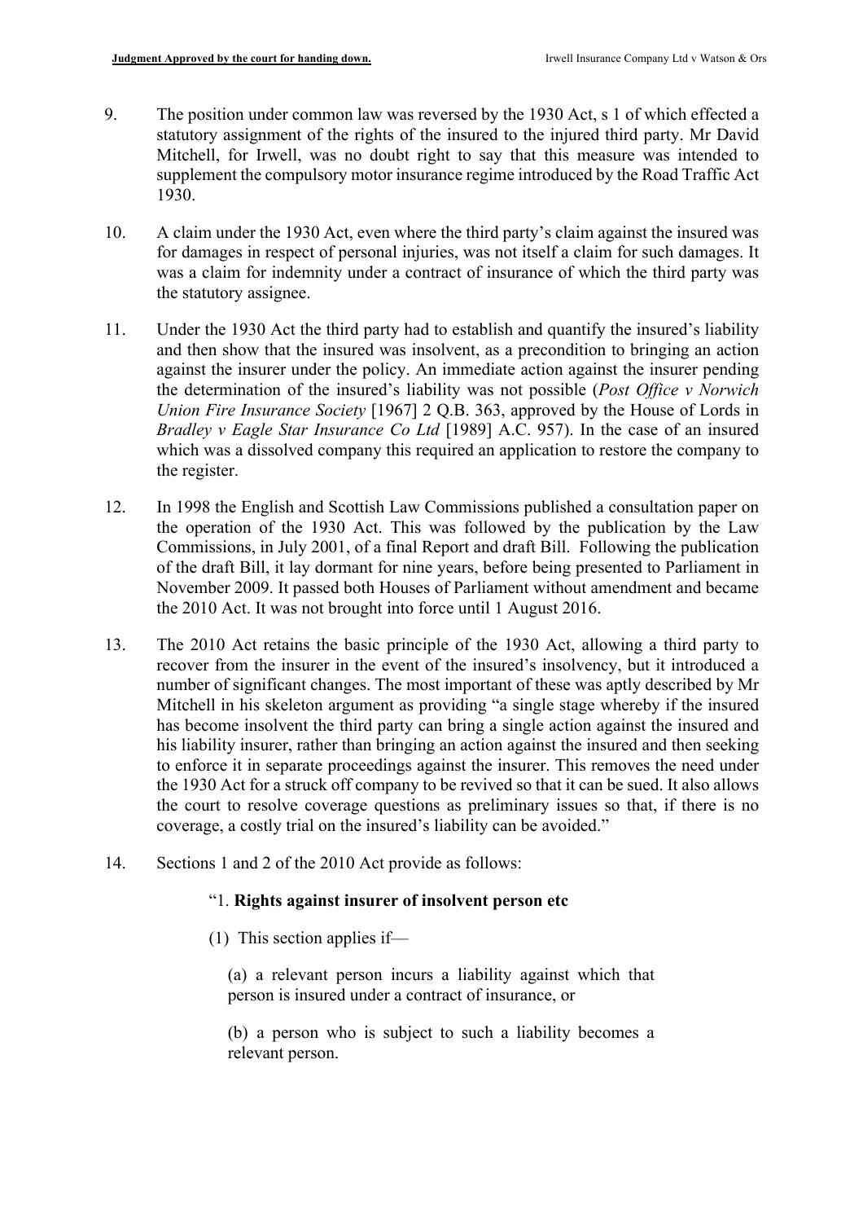9. The position under common law was reversed by the 1930 Act, s 1 of which effected a statutory assignment of the rights of the insured to the injured third party. Mr David Mitchell, for Irwell, was no doubt right to say that this measure was intended to supplement the compulsory motor insurance regime introduced by the Road Traffic Act 1930.

10. A claim under the 1930 Act, even where the third party's claim against the insured was for damages in respect of personal injuries, was not itself a claim for such damages. It was a claim for indemnity under a contract of insurance of which the third party was the statutory assignee.

11. Under the 1930 Act the third party had to establish and quantify the insured's liability and then show that the insured was insolvent, as a precondition to bringing an action against the insurer under the policy. An immediate action against the insurer pending the determination of the insured's liability was not possible (*Post Office v Norwich Union Fire Insurance Society* [1967] 2 Q.B. 363, approved by the House of Lords in *Bradley v Eagle Star Insurance Co Ltd* [1989] A.C. 957). In the case of an insured which was a dissolved company this required an application to restore the company to the register.

12. In 1998 the English and Scottish Law Commissions published a consultation paper on the operation of the 1930 Act. This was followed by the publication by the Law Commissions, in July 2001, of a final Report and draft Bill. Following the publication of the draft Bill, it lay dormant for nine years, before being presented to Parliament in November 2009. It passed both Houses of Parliament without amendment and became the 2010 Act. It was not brought into force until 1 August 2016.

13. The 2010 Act retains the basic principle of the 1930 Act, allowing a third party to recover from the insurer in the event of the insured's insolvency, but it introduced a number of significant changes. The most important of these was aptly described by Mr Mitchell in his skeleton argument as providing "a single stage whereby if the insured has become insolvent the third party can bring a single action against the insured and his liability insurer, rather than bringing an action against the insured and then seeking to enforce it in separate proceedings against the insurer. This removes the need under the 1930 Act for a struck off company to be revived so that it can be sued. It also allows the court to resolve coverage questions as preliminary issues so that, if there is no coverage, a costly trial on the insured's liability can be avoided."

14. Sections 1 and 2 of the 2010 Act provide as follows:

> "1. **Rights against insurer of insolvent person etc**
>
> (1) This section applies if—
>
> > (a) a relevant person incurs a liability against which that person is insured under a contract of insurance, or
> >
> > (b) a person who is subject to such a liability becomes a relevant person.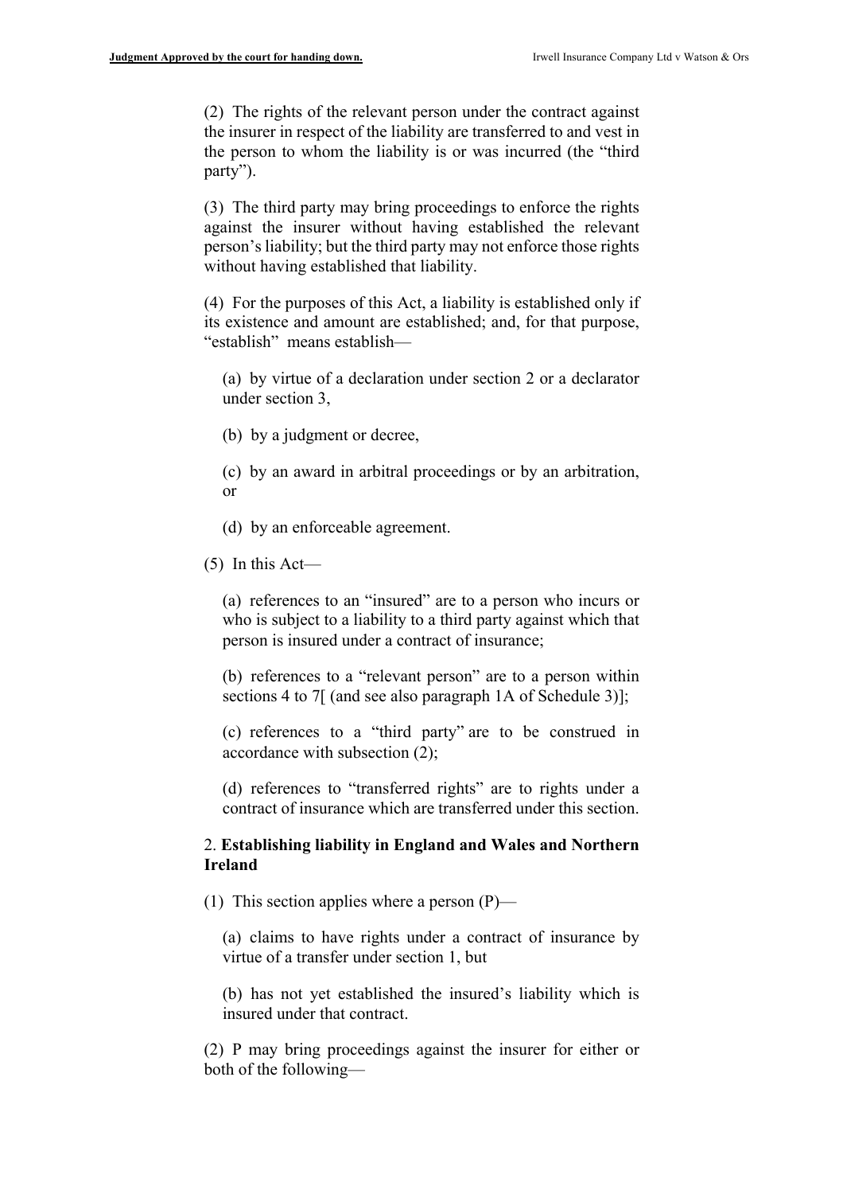(2) The rights of the relevant person under the contract against the insurer in respect of the liability are transferred to and vest in the person to whom the liability is or was incurred (the "third party").

(3) The third party may bring proceedings to enforce the rights against the insurer without having established the relevant person's liability; but the third party may not enforce those rights without having established that liability.

(4) For the purposes of this Act, a liability is established only if its existence and amount are established; and, for that purpose, "establish" means establish—

> (a) by virtue of a declaration under section 2 or a declarator under section 3,
>
> (b) by a judgment or decree,
>
> (c) by an award in arbitral proceedings or by an arbitration, or
>
> (d) by an enforceable agreement.

(5) In this Act—

> (a) references to an "insured" are to a person who incurs or who is subject to a liability to a third party against which that person is insured under a contract of insurance;
>
> (b) references to a "relevant person" are to a person within sections 4 to 7[ (and see also paragraph 1A of Schedule 3)];
>
> (c) references to a "third party" are to be construed in accordance with subsection (2);
>
> (d) references to "transferred rights" are to rights under a contract of insurance which are transferred under this section.

2. **Establishing liability in England and Wales and Northern Ireland**

(1) This section applies where a person (P)—

> (a) claims to have rights under a contract of insurance by virtue of a transfer under section 1, but
>
> (b) has not yet established the insured's liability which is insured under that contract.

(2) P may bring proceedings against the insurer for either or both of the following—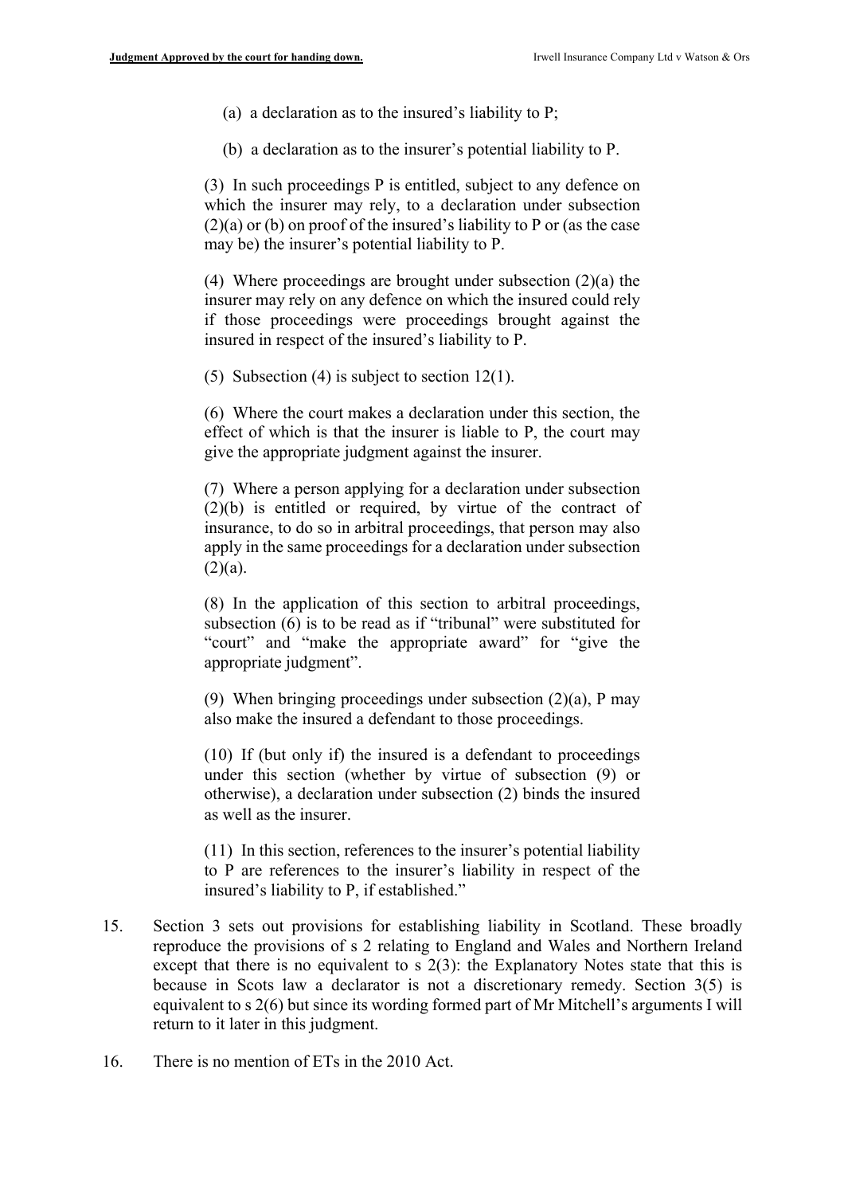(a) a declaration as to the insured's liability to P;

(b) a declaration as to the insurer's potential liability to P.

(3) In such proceedings P is entitled, subject to any defence on which the insurer may rely, to a declaration under subsection (2)(a) or (b) on proof of the insured's liability to P or (as the case may be) the insurer's potential liability to P.

(4) Where proceedings are brought under subsection (2)(a) the insurer may rely on any defence on which the insured could rely if those proceedings were proceedings brought against the insured in respect of the insured's liability to P.

(5) Subsection (4) is subject to section 12(1).

(6) Where the court makes a declaration under this section, the effect of which is that the insurer is liable to P, the court may give the appropriate judgment against the insurer.

(7) Where a person applying for a declaration under subsection (2)(b) is entitled or required, by virtue of the contract of insurance, to do so in arbitral proceedings, that person may also apply in the same proceedings for a declaration under subsection (2)(a).

(8) In the application of this section to arbitral proceedings, subsection (6) is to be read as if "tribunal" were substituted for "court" and "make the appropriate award" for "give the appropriate judgment".

(9) When bringing proceedings under subsection (2)(a), P may also make the insured a defendant to those proceedings.

(10) If (but only if) the insured is a defendant to proceedings under this section (whether by virtue of subsection (9) or otherwise), a declaration under subsection (2) binds the insured as well as the insurer.

(11) In this section, references to the insurer's potential liability to P are references to the insurer's liability in respect of the insured's liability to P, if established."

15. Section 3 sets out provisions for establishing liability in Scotland. These broadly reproduce the provisions of s 2 relating to England and Wales and Northern Ireland except that there is no equivalent to s 2(3): the Explanatory Notes state that this is because in Scots law a declarator is not a discretionary remedy. Section 3(5) is equivalent to s 2(6) but since its wording formed part of Mr Mitchell's arguments I will return to it later in this judgment.

16. There is no mention of ETs in the 2010 Act.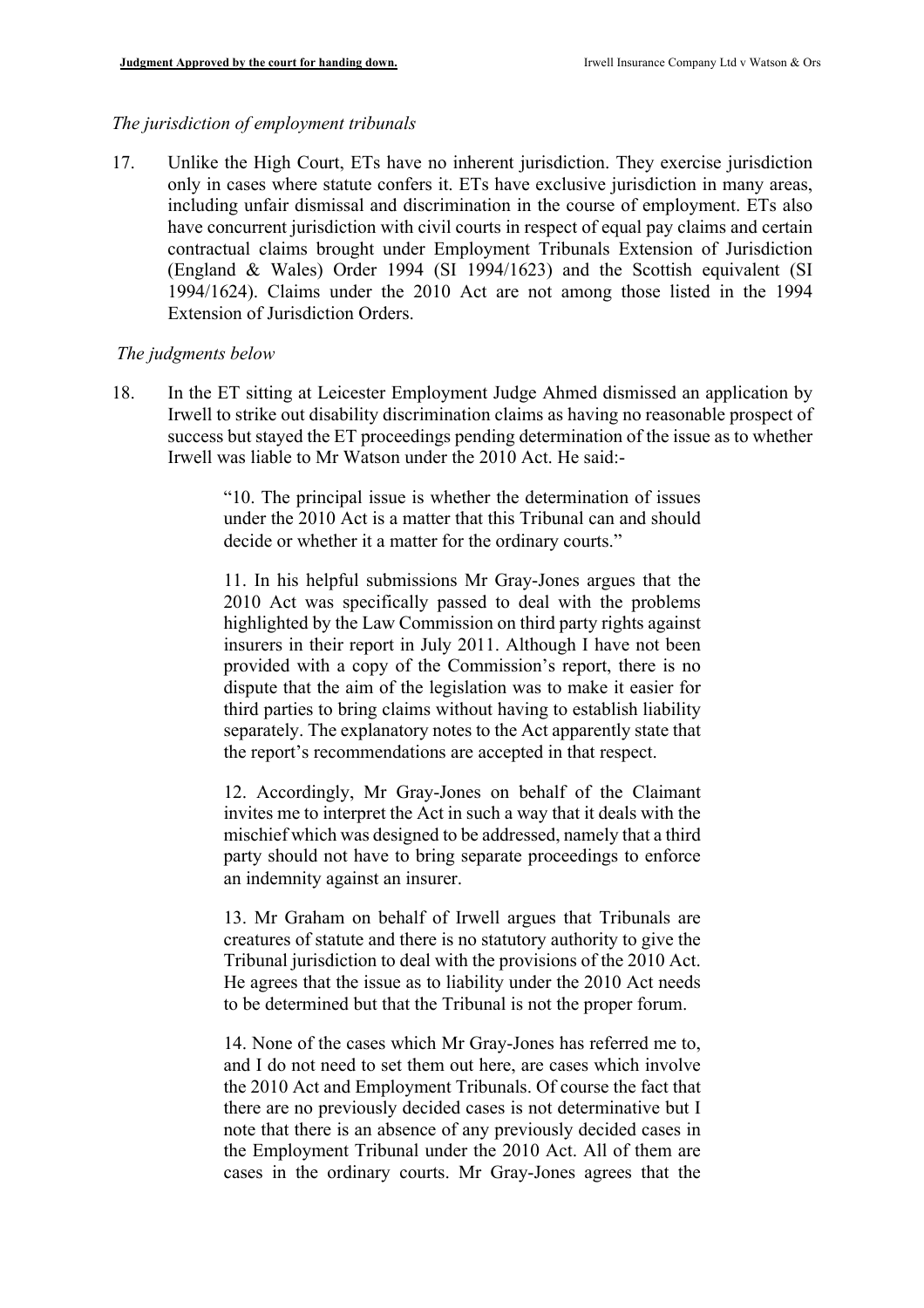*The jurisdiction of employment tribunals*

17. Unlike the High Court, ETs have no inherent jurisdiction. They exercise jurisdiction only in cases where statute confers it. ETs have exclusive jurisdiction in many areas, including unfair dismissal and discrimination in the course of employment. ETs also have concurrent jurisdiction with civil courts in respect of equal pay claims and certain contractual claims brought under Employment Tribunals Extension of Jurisdiction (England & Wales) Order 1994 (SI 1994/1623) and the Scottish equivalent (SI 1994/1624). Claims under the 2010 Act are not among those listed in the 1994 Extension of Jurisdiction Orders.

*The judgments below*

18. In the ET sitting at Leicester Employment Judge Ahmed dismissed an application by Irwell to strike out disability discrimination claims as having no reasonable prospect of success but stayed the ET proceedings pending determination of the issue as to whether Irwell was liable to Mr Watson under the 2010 Act. He said:-

> "10. The principal issue is whether the determination of issues under the 2010 Act is a matter that this Tribunal can and should decide or whether it a matter for the ordinary courts."
>
> 11. In his helpful submissions Mr Gray-Jones argues that the 2010 Act was specifically passed to deal with the problems highlighted by the Law Commission on third party rights against insurers in their report in July 2011. Although I have not been provided with a copy of the Commission's report, there is no dispute that the aim of the legislation was to make it easier for third parties to bring claims without having to establish liability separately. The explanatory notes to the Act apparently state that the report's recommendations are accepted in that respect.
>
> 12. Accordingly, Mr Gray-Jones on behalf of the Claimant invites me to interpret the Act in such a way that it deals with the mischief which was designed to be addressed, namely that a third party should not have to bring separate proceedings to enforce an indemnity against an insurer.
>
> 13. Mr Graham on behalf of Irwell argues that Tribunals are creatures of statute and there is no statutory authority to give the Tribunal jurisdiction to deal with the provisions of the 2010 Act. He agrees that the issue as to liability under the 2010 Act needs to be determined but that the Tribunal is not the proper forum.
>
> 14. None of the cases which Mr Gray-Jones has referred me to, and I do not need to set them out here, are cases which involve the 2010 Act and Employment Tribunals. Of course the fact that there are no previously decided cases is not determinative but I note that there is an absence of any previously decided cases in the Employment Tribunal under the 2010 Act. All of them are cases in the ordinary courts. Mr Gray-Jones agrees that the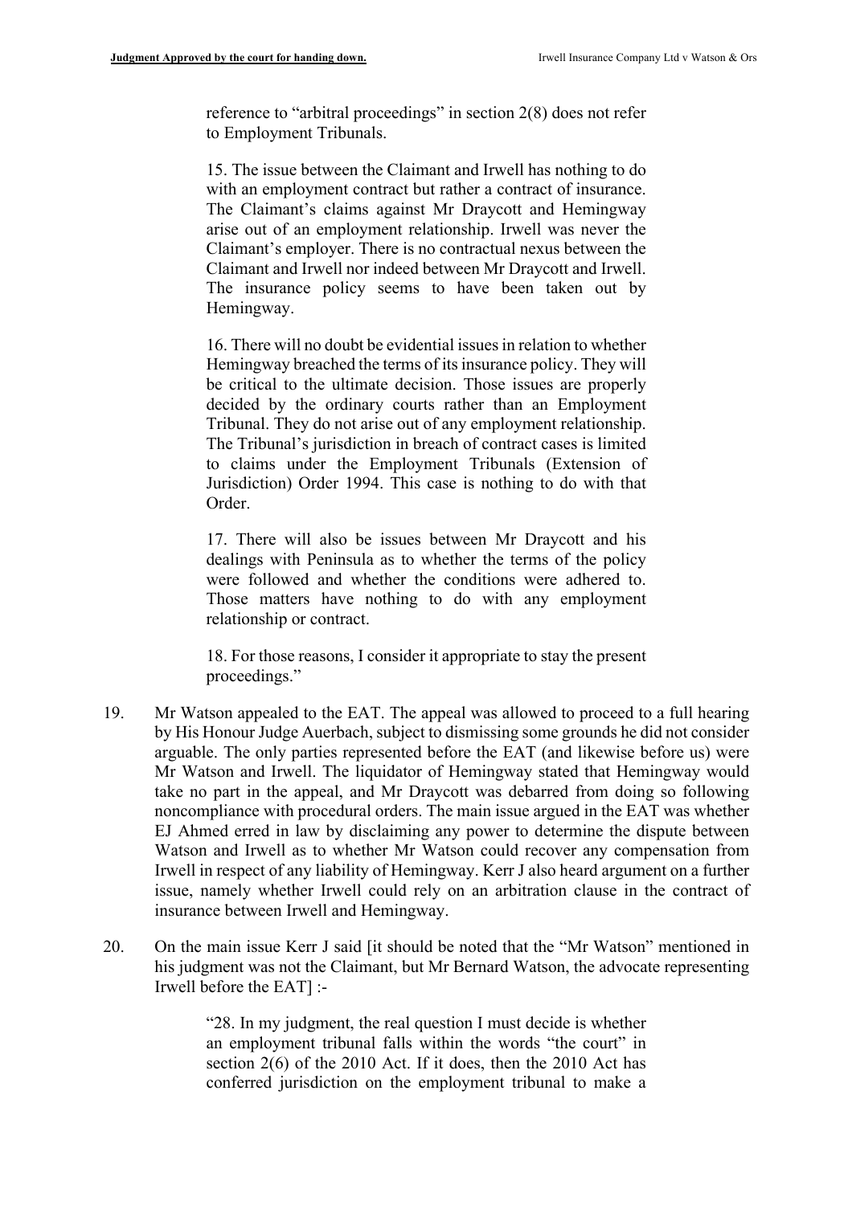> reference to "arbitral proceedings" in section 2(8) does not refer to Employment Tribunals.
>
> 15. The issue between the Claimant and Irwell has nothing to do with an employment contract but rather a contract of insurance. The Claimant's claims against Mr Draycott and Hemingway arise out of an employment relationship. Irwell was never the Claimant's employer. There is no contractual nexus between the Claimant and Irwell nor indeed between Mr Draycott and Irwell. The insurance policy seems to have been taken out by Hemingway.
>
> 16. There will no doubt be evidential issues in relation to whether Hemingway breached the terms of its insurance policy. They will be critical to the ultimate decision. Those issues are properly decided by the ordinary courts rather than an Employment Tribunal. They do not arise out of any employment relationship. The Tribunal's jurisdiction in breach of contract cases is limited to claims under the Employment Tribunals (Extension of Jurisdiction) Order 1994. This case is nothing to do with that Order.
>
> 17. There will also be issues between Mr Draycott and his dealings with Peninsula as to whether the terms of the policy were followed and whether the conditions were adhered to. Those matters have nothing to do with any employment relationship or contract.
>
> 18. For those reasons, I consider it appropriate to stay the present proceedings."

19. Mr Watson appealed to the EAT. The appeal was allowed to proceed to a full hearing by His Honour Judge Auerbach, subject to dismissing some grounds he did not consider arguable. The only parties represented before the EAT (and likewise before us) were Mr Watson and Irwell. The liquidator of Hemingway stated that Hemingway would take no part in the appeal, and Mr Draycott was debarred from doing so following noncompliance with procedural orders. The main issue argued in the EAT was whether EJ Ahmed erred in law by disclaiming any power to determine the dispute between Watson and Irwell as to whether Mr Watson could recover any compensation from Irwell in respect of any liability of Hemingway. Kerr J also heard argument on a further issue, namely whether Irwell could rely on an arbitration clause in the contract of insurance between Irwell and Hemingway.

20. On the main issue Kerr J said [it should be noted that the "Mr Watson" mentioned in his judgment was not the Claimant, but Mr Bernard Watson, the advocate representing Irwell before the EAT] :-

> "28. In my judgment, the real question I must decide is whether an employment tribunal falls within the words "the court" in section 2(6) of the 2010 Act. If it does, then the 2010 Act has conferred jurisdiction on the employment tribunal to make a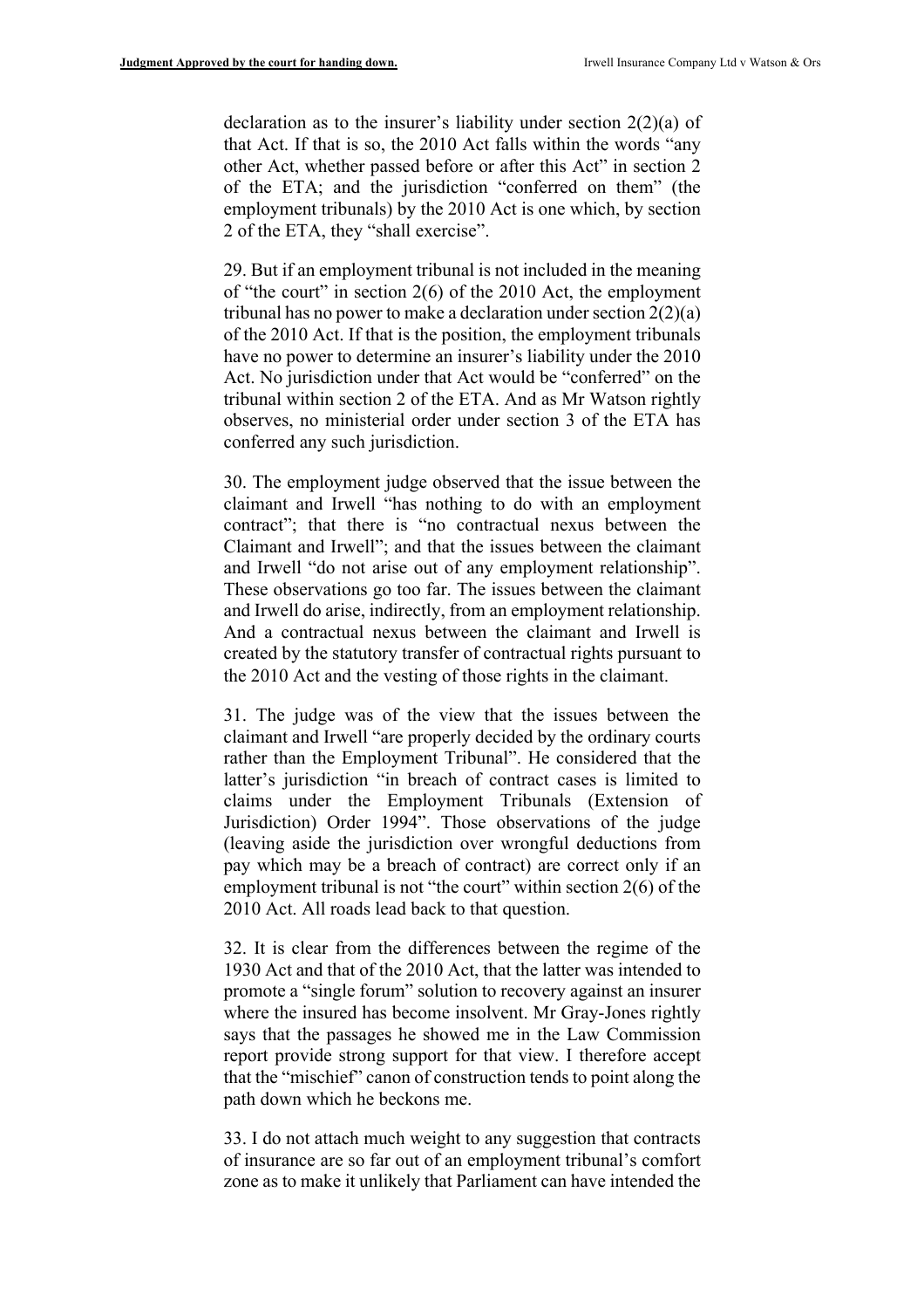declaration as to the insurer's liability under section 2(2)(a) of that Act. If that is so, the 2010 Act falls within the words "any other Act, whether passed before or after this Act" in section 2 of the ETA; and the jurisdiction "conferred on them" (the employment tribunals) by the 2010 Act is one which, by section 2 of the ETA, they "shall exercise".

29. But if an employment tribunal is not included in the meaning of "the court" in section 2(6) of the 2010 Act, the employment tribunal has no power to make a declaration under section 2(2)(a) of the 2010 Act. If that is the position, the employment tribunals have no power to determine an insurer's liability under the 2010 Act. No jurisdiction under that Act would be "conferred" on the tribunal within section 2 of the ETA. And as Mr Watson rightly observes, no ministerial order under section 3 of the ETA has conferred any such jurisdiction.

30. The employment judge observed that the issue between the claimant and Irwell "has nothing to do with an employment contract"; that there is "no contractual nexus between the Claimant and Irwell"; and that the issues between the claimant and Irwell "do not arise out of any employment relationship". These observations go too far. The issues between the claimant and Irwell do arise, indirectly, from an employment relationship. And a contractual nexus between the claimant and Irwell is created by the statutory transfer of contractual rights pursuant to the 2010 Act and the vesting of those rights in the claimant.

31. The judge was of the view that the issues between the claimant and Irwell "are properly decided by the ordinary courts rather than the Employment Tribunal". He considered that the latter's jurisdiction "in breach of contract cases is limited to claims under the Employment Tribunals (Extension of Jurisdiction) Order 1994". Those observations of the judge (leaving aside the jurisdiction over wrongful deductions from pay which may be a breach of contract) are correct only if an employment tribunal is not "the court" within section 2(6) of the 2010 Act. All roads lead back to that question.

32. It is clear from the differences between the regime of the 1930 Act and that of the 2010 Act, that the latter was intended to promote a "single forum" solution to recovery against an insurer where the insured has become insolvent. Mr Gray-Jones rightly says that the passages he showed me in the Law Commission report provide strong support for that view. I therefore accept that the "mischief" canon of construction tends to point along the path down which he beckons me.

33. I do not attach much weight to any suggestion that contracts of insurance are so far out of an employment tribunal's comfort zone as to make it unlikely that Parliament can have intended the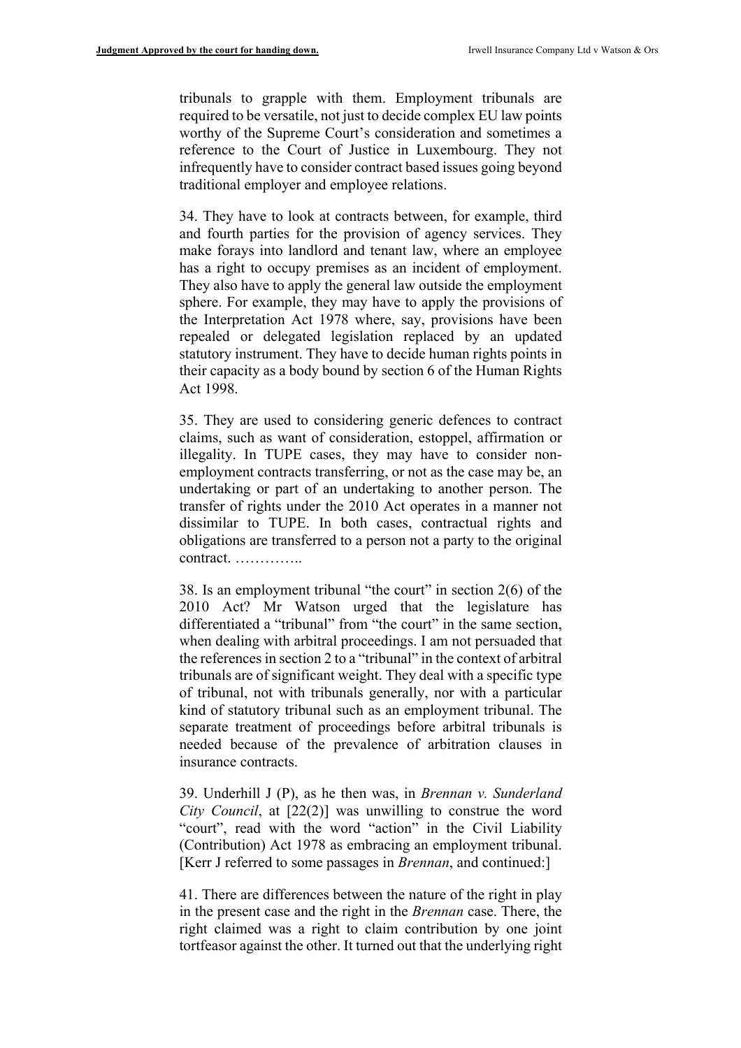tribunals to grapple with them. Employment tribunals are required to be versatile, not just to decide complex EU law points worthy of the Supreme Court's consideration and sometimes a reference to the Court of Justice in Luxembourg. They not infrequently have to consider contract based issues going beyond traditional employer and employee relations.

34. They have to look at contracts between, for example, third and fourth parties for the provision of agency services. They make forays into landlord and tenant law, where an employee has a right to occupy premises as an incident of employment. They also have to apply the general law outside the employment sphere. For example, they may have to apply the provisions of the Interpretation Act 1978 where, say, provisions have been repealed or delegated legislation replaced by an updated statutory instrument. They have to decide human rights points in their capacity as a body bound by section 6 of the Human Rights Act 1998.

35. They are used to considering generic defences to contract claims, such as want of consideration, estoppel, affirmation or illegality. In TUPE cases, they may have to consider non-employment contracts transferring, or not as the case may be, an undertaking or part of an undertaking to another person. The transfer of rights under the 2010 Act operates in a manner not dissimilar to TUPE. In both cases, contractual rights and obligations are transferred to a person not a party to the original contract. …………..

38. Is an employment tribunal "the court" in section 2(6) of the 2010 Act? Mr Watson urged that the legislature has differentiated a "tribunal" from "the court" in the same section, when dealing with arbitral proceedings. I am not persuaded that the references in section 2 to a "tribunal" in the context of arbitral tribunals are of significant weight. They deal with a specific type of tribunal, not with tribunals generally, nor with a particular kind of statutory tribunal such as an employment tribunal. The separate treatment of proceedings before arbitral tribunals is needed because of the prevalence of arbitration clauses in insurance contracts.

39. Underhill J (P), as he then was, in *Brennan v. Sunderland City Council*, at [22(2)] was unwilling to construe the word "court", read with the word "action" in the Civil Liability (Contribution) Act 1978 as embracing an employment tribunal. [Kerr J referred to some passages in *Brennan*, and continued:]

41. There are differences between the nature of the right in play in the present case and the right in the *Brennan* case. There, the right claimed was a right to claim contribution by one joint tortfeasor against the other. It turned out that the underlying right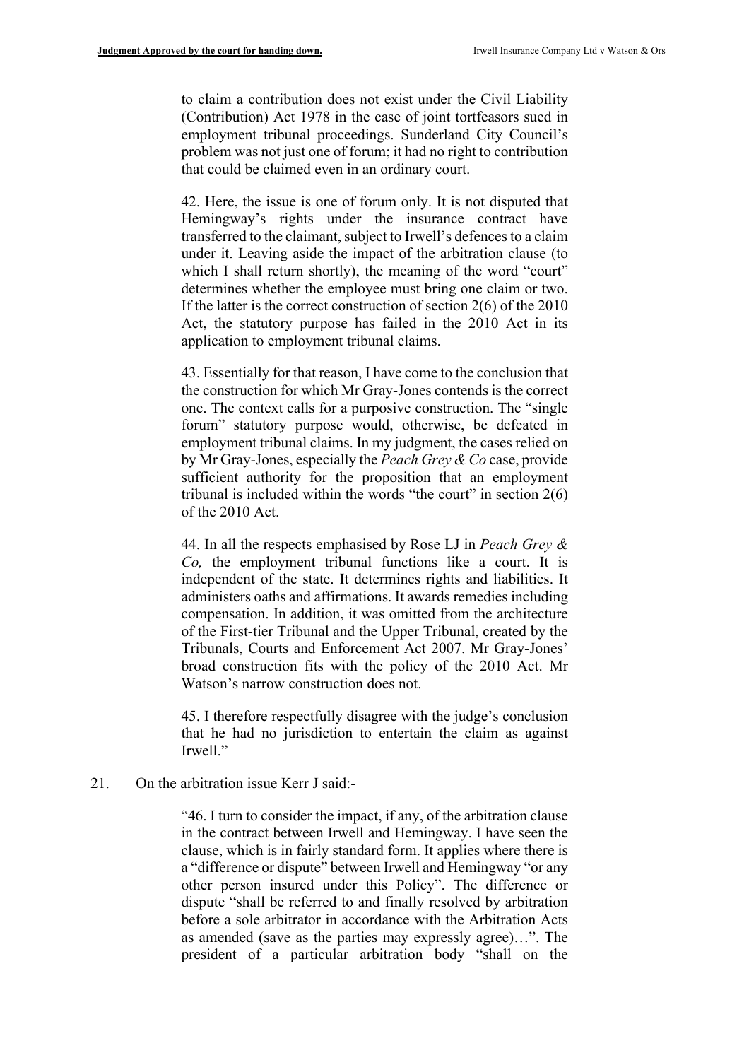to claim a contribution does not exist under the Civil Liability (Contribution) Act 1978 in the case of joint tortfeasors sued in employment tribunal proceedings. Sunderland City Council's problem was not just one of forum; it had no right to contribution that could be claimed even in an ordinary court.

> 42. Here, the issue is one of forum only. It is not disputed that Hemingway's rights under the insurance contract have transferred to the claimant, subject to Irwell's defences to a claim under it. Leaving aside the impact of the arbitration clause (to which I shall return shortly), the meaning of the word "court" determines whether the employee must bring one claim or two. If the latter is the correct construction of section 2(6) of the 2010 Act, the statutory purpose has failed in the 2010 Act in its application to employment tribunal claims.
>
> 43. Essentially for that reason, I have come to the conclusion that the construction for which Mr Gray-Jones contends is the correct one. The context calls for a purposive construction. The "single forum" statutory purpose would, otherwise, be defeated in employment tribunal claims. In my judgment, the cases relied on by Mr Gray-Jones, especially the *Peach Grey & Co* case, provide sufficient authority for the proposition that an employment tribunal is included within the words "the court" in section 2(6) of the 2010 Act.
>
> 44. In all the respects emphasised by Rose LJ in *Peach Grey & Co,* the employment tribunal functions like a court. It is independent of the state. It determines rights and liabilities. It administers oaths and affirmations. It awards remedies including compensation. In addition, it was omitted from the architecture of the First-tier Tribunal and the Upper Tribunal, created by the Tribunals, Courts and Enforcement Act 2007. Mr Gray-Jones' broad construction fits with the policy of the 2010 Act. Mr Watson's narrow construction does not.
>
> 45. I therefore respectfully disagree with the judge's conclusion that he had no jurisdiction to entertain the claim as against Irwell."

21. On the arbitration issue Kerr J said:-

> "46. I turn to consider the impact, if any, of the arbitration clause in the contract between Irwell and Hemingway. I have seen the clause, which is in fairly standard form. It applies where there is a "difference or dispute" between Irwell and Hemingway "or any other person insured under this Policy". The difference or dispute "shall be referred to and finally resolved by arbitration before a sole arbitrator in accordance with the Arbitration Acts as amended (save as the parties may expressly agree)…". The president of a particular arbitration body "shall on the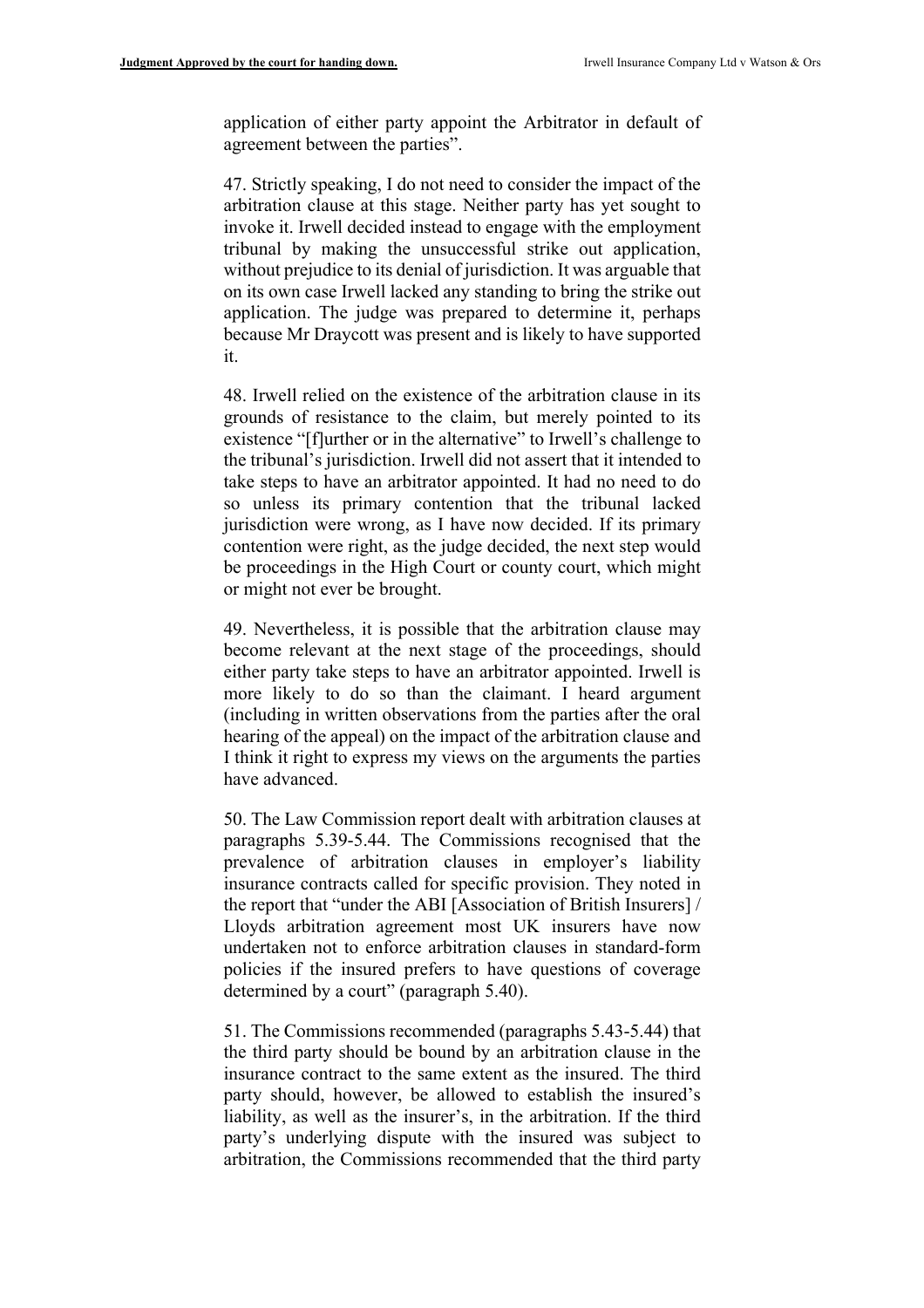application of either party appoint the Arbitrator in default of agreement between the parties".

47. Strictly speaking, I do not need to consider the impact of the arbitration clause at this stage. Neither party has yet sought to invoke it. Irwell decided instead to engage with the employment tribunal by making the unsuccessful strike out application, without prejudice to its denial of jurisdiction. It was arguable that on its own case Irwell lacked any standing to bring the strike out application. The judge was prepared to determine it, perhaps because Mr Draycott was present and is likely to have supported it.

48. Irwell relied on the existence of the arbitration clause in its grounds of resistance to the claim, but merely pointed to its existence "[f]urther or in the alternative" to Irwell's challenge to the tribunal's jurisdiction. Irwell did not assert that it intended to take steps to have an arbitrator appointed. It had no need to do so unless its primary contention that the tribunal lacked jurisdiction were wrong, as I have now decided. If its primary contention were right, as the judge decided, the next step would be proceedings in the High Court or county court, which might or might not ever be brought.

49. Nevertheless, it is possible that the arbitration clause may become relevant at the next stage of the proceedings, should either party take steps to have an arbitrator appointed. Irwell is more likely to do so than the claimant. I heard argument (including in written observations from the parties after the oral hearing of the appeal) on the impact of the arbitration clause and I think it right to express my views on the arguments the parties have advanced.

50. The Law Commission report dealt with arbitration clauses at paragraphs 5.39-5.44. The Commissions recognised that the prevalence of arbitration clauses in employer's liability insurance contracts called for specific provision. They noted in the report that "under the ABI [Association of British Insurers] / Lloyds arbitration agreement most UK insurers have now undertaken not to enforce arbitration clauses in standard-form policies if the insured prefers to have questions of coverage determined by a court" (paragraph 5.40).

51. The Commissions recommended (paragraphs 5.43-5.44) that the third party should be bound by an arbitration clause in the insurance contract to the same extent as the insured. The third party should, however, be allowed to establish the insured's liability, as well as the insurer's, in the arbitration. If the third party's underlying dispute with the insured was subject to arbitration, the Commissions recommended that the third party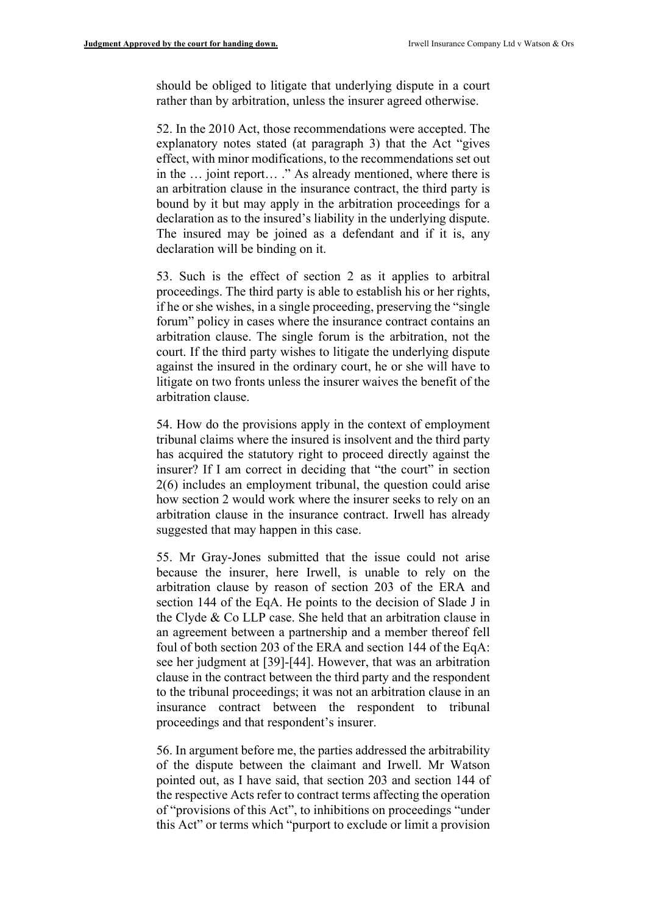should be obliged to litigate that underlying dispute in a court rather than by arbitration, unless the insurer agreed otherwise.

52. In the 2010 Act, those recommendations were accepted. The explanatory notes stated (at paragraph 3) that the Act "gives effect, with minor modifications, to the recommendations set out in the … joint report… ." As already mentioned, where there is an arbitration clause in the insurance contract, the third party is bound by it but may apply in the arbitration proceedings for a declaration as to the insured's liability in the underlying dispute. The insured may be joined as a defendant and if it is, any declaration will be binding on it.

53. Such is the effect of section 2 as it applies to arbitral proceedings. The third party is able to establish his or her rights, if he or she wishes, in a single proceeding, preserving the "single forum" policy in cases where the insurance contract contains an arbitration clause. The single forum is the arbitration, not the court. If the third party wishes to litigate the underlying dispute against the insured in the ordinary court, he or she will have to litigate on two fronts unless the insurer waives the benefit of the arbitration clause.

54. How do the provisions apply in the context of employment tribunal claims where the insured is insolvent and the third party has acquired the statutory right to proceed directly against the insurer? If I am correct in deciding that "the court" in section 2(6) includes an employment tribunal, the question could arise how section 2 would work where the insurer seeks to rely on an arbitration clause in the insurance contract. Irwell has already suggested that may happen in this case.

55. Mr Gray-Jones submitted that the issue could not arise because the insurer, here Irwell, is unable to rely on the arbitration clause by reason of section 203 of the ERA and section 144 of the EqA. He points to the decision of Slade J in the Clyde & Co LLP case. She held that an arbitration clause in an agreement between a partnership and a member thereof fell foul of both section 203 of the ERA and section 144 of the EqA: see her judgment at [39]-[44]. However, that was an arbitration clause in the contract between the third party and the respondent to the tribunal proceedings; it was not an arbitration clause in an insurance contract between the respondent to tribunal proceedings and that respondent's insurer.

56. In argument before me, the parties addressed the arbitrability of the dispute between the claimant and Irwell. Mr Watson pointed out, as I have said, that section 203 and section 144 of the respective Acts refer to contract terms affecting the operation of "provisions of this Act", to inhibitions on proceedings "under this Act" or terms which "purport to exclude or limit a provision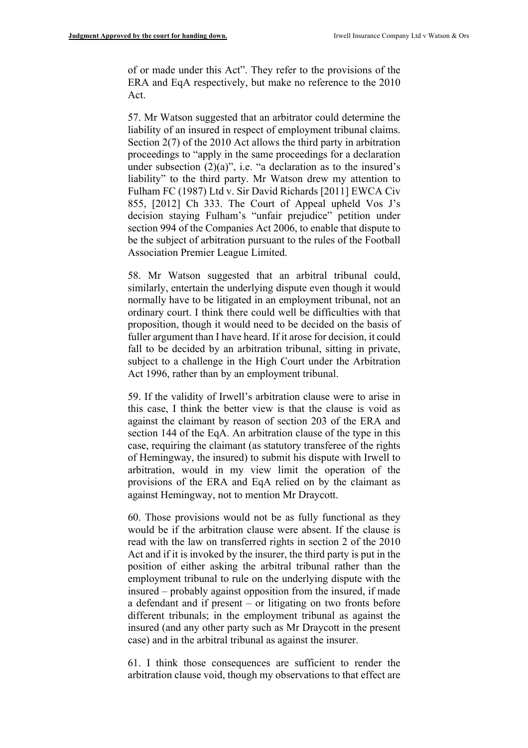of or made under this Act". They refer to the provisions of the ERA and EqA respectively, but make no reference to the 2010 Act.

57. Mr Watson suggested that an arbitrator could determine the liability of an insured in respect of employment tribunal claims. Section 2(7) of the 2010 Act allows the third party in arbitration proceedings to "apply in the same proceedings for a declaration under subsection (2)(a)", i.e. "a declaration as to the insured's liability" to the third party. Mr Watson drew my attention to Fulham FC (1987) Ltd v. Sir David Richards [2011] EWCA Civ 855, [2012] Ch 333. The Court of Appeal upheld Vos J's decision staying Fulham's "unfair prejudice" petition under section 994 of the Companies Act 2006, to enable that dispute to be the subject of arbitration pursuant to the rules of the Football Association Premier League Limited.

58. Mr Watson suggested that an arbitral tribunal could, similarly, entertain the underlying dispute even though it would normally have to be litigated in an employment tribunal, not an ordinary court. I think there could well be difficulties with that proposition, though it would need to be decided on the basis of fuller argument than I have heard. If it arose for decision, it could fall to be decided by an arbitration tribunal, sitting in private, subject to a challenge in the High Court under the Arbitration Act 1996, rather than by an employment tribunal.

59. If the validity of Irwell's arbitration clause were to arise in this case, I think the better view is that the clause is void as against the claimant by reason of section 203 of the ERA and section 144 of the EqA. An arbitration clause of the type in this case, requiring the claimant (as statutory transferee of the rights of Hemingway, the insured) to submit his dispute with Irwell to arbitration, would in my view limit the operation of the provisions of the ERA and EqA relied on by the claimant as against Hemingway, not to mention Mr Draycott.

60. Those provisions would not be as fully functional as they would be if the arbitration clause were absent. If the clause is read with the law on transferred rights in section 2 of the 2010 Act and if it is invoked by the insurer, the third party is put in the position of either asking the arbitral tribunal rather than the employment tribunal to rule on the underlying dispute with the insured – probably against opposition from the insured, if made a defendant and if present – or litigating on two fronts before different tribunals; in the employment tribunal as against the insured (and any other party such as Mr Draycott in the present case) and in the arbitral tribunal as against the insurer.

61. I think those consequences are sufficient to render the arbitration clause void, though my observations to that effect are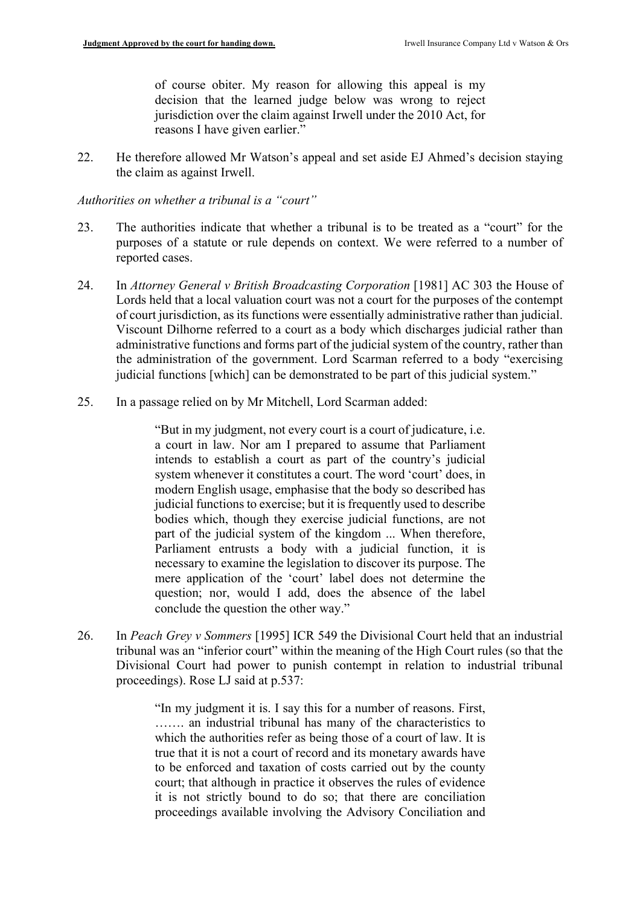> of course obiter. My reason for allowing this appeal is my decision that the learned judge below was wrong to reject jurisdiction over the claim against Irwell under the 2010 Act, for reasons I have given earlier."

22. He therefore allowed Mr Watson's appeal and set aside EJ Ahmed's decision staying the claim as against Irwell.

*Authorities on whether a tribunal is a "court"*

23. The authorities indicate that whether a tribunal is to be treated as a "court" for the purposes of a statute or rule depends on context. We were referred to a number of reported cases.

24. In *Attorney General v British Broadcasting Corporation* [1981] AC 303 the House of Lords held that a local valuation court was not a court for the purposes of the contempt of court jurisdiction, as its functions were essentially administrative rather than judicial. Viscount Dilhorne referred to a court as a body which discharges judicial rather than administrative functions and forms part of the judicial system of the country, rather than the administration of the government. Lord Scarman referred to a body "exercising judicial functions [which] can be demonstrated to be part of this judicial system."

25. In a passage relied on by Mr Mitchell, Lord Scarman added:

> "But in my judgment, not every court is a court of judicature, i.e. a court in law. Nor am I prepared to assume that Parliament intends to establish a court as part of the country's judicial system whenever it constitutes a court. The word 'court' does, in modern English usage, emphasise that the body so described has judicial functions to exercise; but it is frequently used to describe bodies which, though they exercise judicial functions, are not part of the judicial system of the kingdom ... When therefore, Parliament entrusts a body with a judicial function, it is necessary to examine the legislation to discover its purpose. The mere application of the 'court' label does not determine the question; nor, would I add, does the absence of the label conclude the question the other way."

26. In *Peach Grey v Sommers* [1995] ICR 549 the Divisional Court held that an industrial tribunal was an "inferior court" within the meaning of the High Court rules (so that the Divisional Court had power to punish contempt in relation to industrial tribunal proceedings). Rose LJ said at p.537:

> "In my judgment it is. I say this for a number of reasons. First, ……. an industrial tribunal has many of the characteristics to which the authorities refer as being those of a court of law. It is true that it is not a court of record and its monetary awards have to be enforced and taxation of costs carried out by the county court; that although in practice it observes the rules of evidence it is not strictly bound to do so; that there are conciliation proceedings available involving the Advisory Conciliation and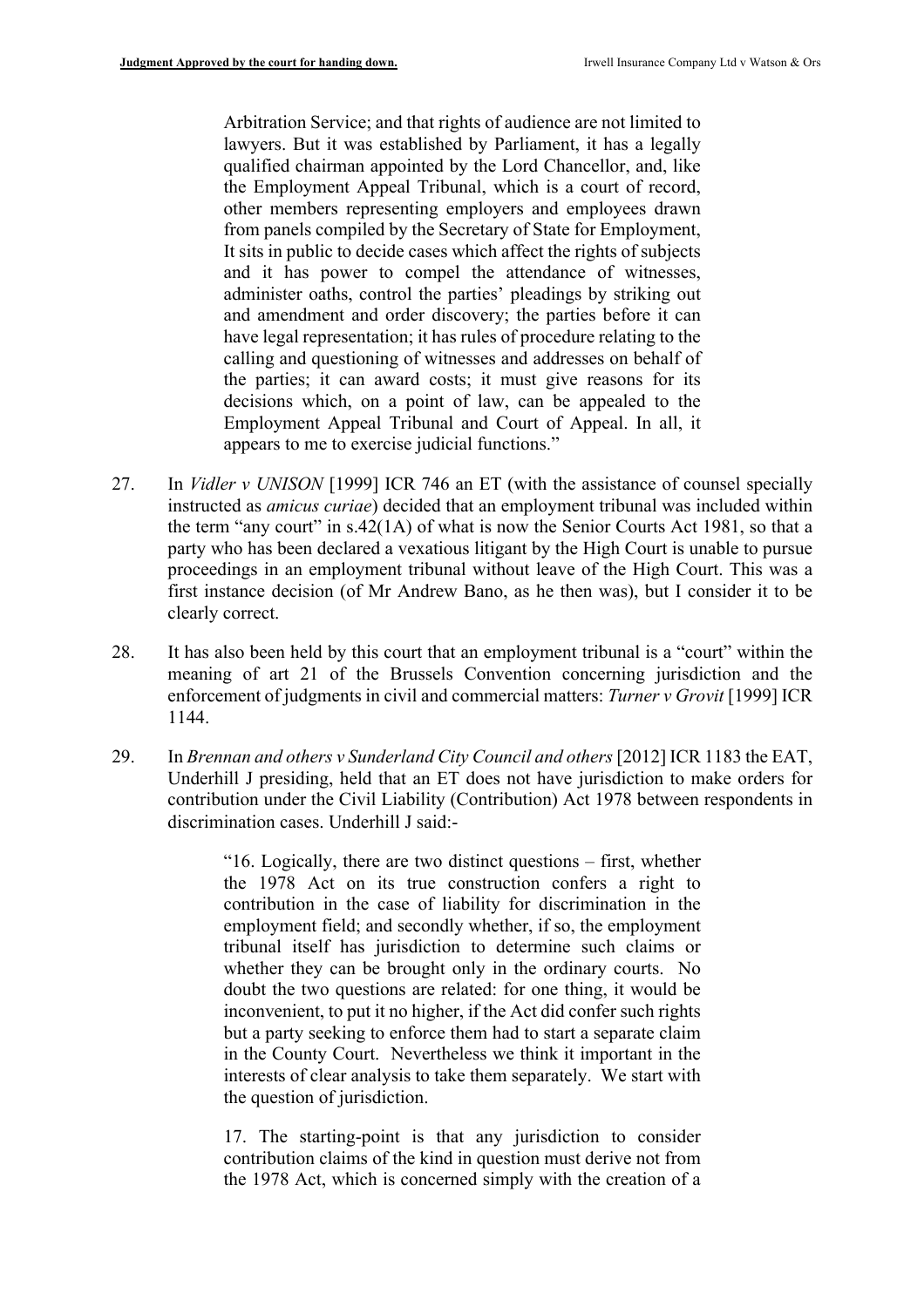> Arbitration Service; and that rights of audience are not limited to lawyers. But it was established by Parliament, it has a legally qualified chairman appointed by the Lord Chancellor, and, like the Employment Appeal Tribunal, which is a court of record, other members representing employers and employees drawn from panels compiled by the Secretary of State for Employment, It sits in public to decide cases which affect the rights of subjects and it has power to compel the attendance of witnesses, administer oaths, control the parties' pleadings by striking out and amendment and order discovery; the parties before it can have legal representation; it has rules of procedure relating to the calling and questioning of witnesses and addresses on behalf of the parties; it can award costs; it must give reasons for its decisions which, on a point of law, can be appealed to the Employment Appeal Tribunal and Court of Appeal. In all, it appears to me to exercise judicial functions."

27. In *Vidler v UNISON* [1999] ICR 746 an ET (with the assistance of counsel specially instructed as *amicus curiae*) decided that an employment tribunal was included within the term "any court" in s.42(1A) of what is now the Senior Courts Act 1981, so that a party who has been declared a vexatious litigant by the High Court is unable to pursue proceedings in an employment tribunal without leave of the High Court. This was a first instance decision (of Mr Andrew Bano, as he then was), but I consider it to be clearly correct.

28. It has also been held by this court that an employment tribunal is a "court" within the meaning of art 21 of the Brussels Convention concerning jurisdiction and the enforcement of judgments in civil and commercial matters: *Turner v Grovit* [1999] ICR 1144.

29. In *Brennan and others v Sunderland City Council and others* [2012] ICR 1183 the EAT, Underhill J presiding, held that an ET does not have jurisdiction to make orders for contribution under the Civil Liability (Contribution) Act 1978 between respondents in discrimination cases. Underhill J said:-

> "16. Logically, there are two distinct questions – first, whether the 1978 Act on its true construction confers a right to contribution in the case of liability for discrimination in the employment field; and secondly whether, if so, the employment tribunal itself has jurisdiction to determine such claims or whether they can be brought only in the ordinary courts. No doubt the two questions are related: for one thing, it would be inconvenient, to put it no higher, if the Act did confer such rights but a party seeking to enforce them had to start a separate claim in the County Court. Nevertheless we think it important in the interests of clear analysis to take them separately. We start with the question of jurisdiction.
>
> 17. The starting-point is that any jurisdiction to consider contribution claims of the kind in question must derive not from the 1978 Act, which is concerned simply with the creation of a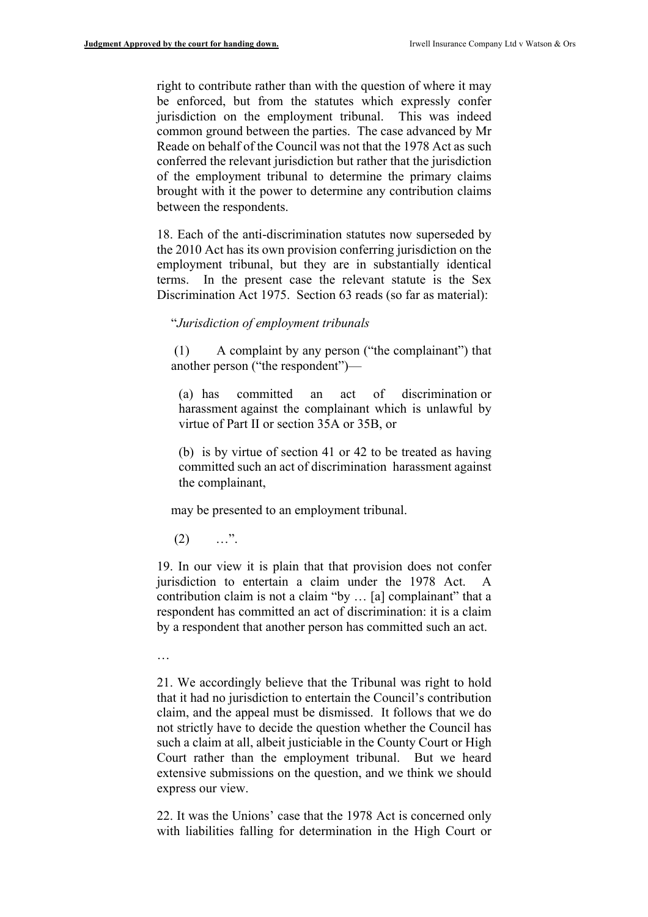right to contribute rather than with the question of where it may be enforced, but from the statutes which expressly confer jurisdiction on the employment tribunal. This was indeed common ground between the parties. The case advanced by Mr Reade on behalf of the Council was not that the 1978 Act as such conferred the relevant jurisdiction but rather that the jurisdiction of the employment tribunal to determine the primary claims brought with it the power to determine any contribution claims between the respondents.

18. Each of the anti-discrimination statutes now superseded by the 2010 Act has its own provision conferring jurisdiction on the employment tribunal, but they are in substantially identical terms. In the present case the relevant statute is the Sex Discrimination Act 1975. Section 63 reads (so far as material):

> "*Jurisdiction of employment tribunals*
>
> (1) A complaint by any person ("the complainant") that another person ("the respondent")—
>
> > (a) has committed an act of discrimination or harassment against the complainant which is unlawful by virtue of Part II or section 35A or 35B, or
> >
> > (b) is by virtue of section 41 or 42 to be treated as having committed such an act of discrimination harassment against the complainant,
>
> may be presented to an employment tribunal.
>
> (2) …".

19. In our view it is plain that that provision does not confer jurisdiction to entertain a claim under the 1978 Act. A contribution claim is not a claim "by … [a] complainant" that a respondent has committed an act of discrimination: it is a claim by a respondent that another person has committed such an act.

…

21. We accordingly believe that the Tribunal was right to hold that it had no jurisdiction to entertain the Council's contribution claim, and the appeal must be dismissed. It follows that we do not strictly have to decide the question whether the Council has such a claim at all, albeit justiciable in the County Court or High Court rather than the employment tribunal. But we heard extensive submissions on the question, and we think we should express our view.

22. It was the Unions' case that the 1978 Act is concerned only with liabilities falling for determination in the High Court or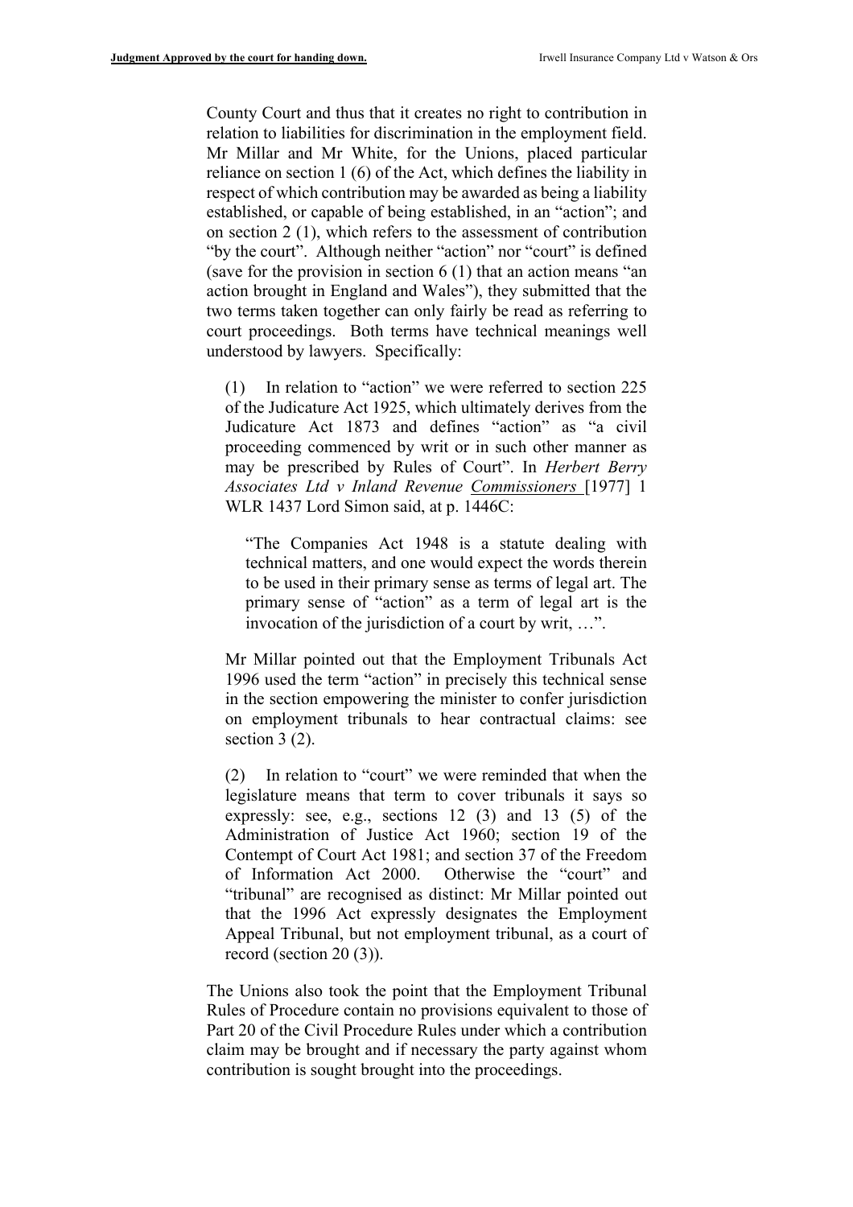County Court and thus that it creates no right to contribution in relation to liabilities for discrimination in the employment field. Mr Millar and Mr White, for the Unions, placed particular reliance on section 1 (6) of the Act, which defines the liability in respect of which contribution may be awarded as being a liability established, or capable of being established, in an "action"; and on section 2 (1), which refers to the assessment of contribution "by the court". Although neither "action" nor "court" is defined (save for the provision in section 6 (1) that an action means "an action brought in England and Wales"), they submitted that the two terms taken together can only fairly be read as referring to court proceedings. Both terms have technical meanings well understood by lawyers. Specifically:

> (1) In relation to "action" we were referred to section 225 of the Judicature Act 1925, which ultimately derives from the Judicature Act 1873 and defines "action" as "a civil proceeding commenced by writ or in such other manner as may be prescribed by Rules of Court". In *Herbert Berry Associates Ltd v Inland Revenue Commissioners* [1977] 1 WLR 1437 Lord Simon said, at p. 1446C:
>
> > "The Companies Act 1948 is a statute dealing with technical matters, and one would expect the words therein to be used in their primary sense as terms of legal art. The primary sense of "action" as a term of legal art is the invocation of the jurisdiction of a court by writ, …".
>
> Mr Millar pointed out that the Employment Tribunals Act 1996 used the term "action" in precisely this technical sense in the section empowering the minister to confer jurisdiction on employment tribunals to hear contractual claims: see section 3 (2).
>
> (2) In relation to "court" we were reminded that when the legislature means that term to cover tribunals it says so expressly: see, e.g., sections 12 (3) and 13 (5) of the Administration of Justice Act 1960; section 19 of the Contempt of Court Act 1981; and section 37 of the Freedom of Information Act 2000. Otherwise the "court" and "tribunal" are recognised as distinct: Mr Millar pointed out that the 1996 Act expressly designates the Employment Appeal Tribunal, but not employment tribunal, as a court of record (section 20 (3)).

The Unions also took the point that the Employment Tribunal Rules of Procedure contain no provisions equivalent to those of Part 20 of the Civil Procedure Rules under which a contribution claim may be brought and if necessary the party against whom contribution is sought brought into the proceedings.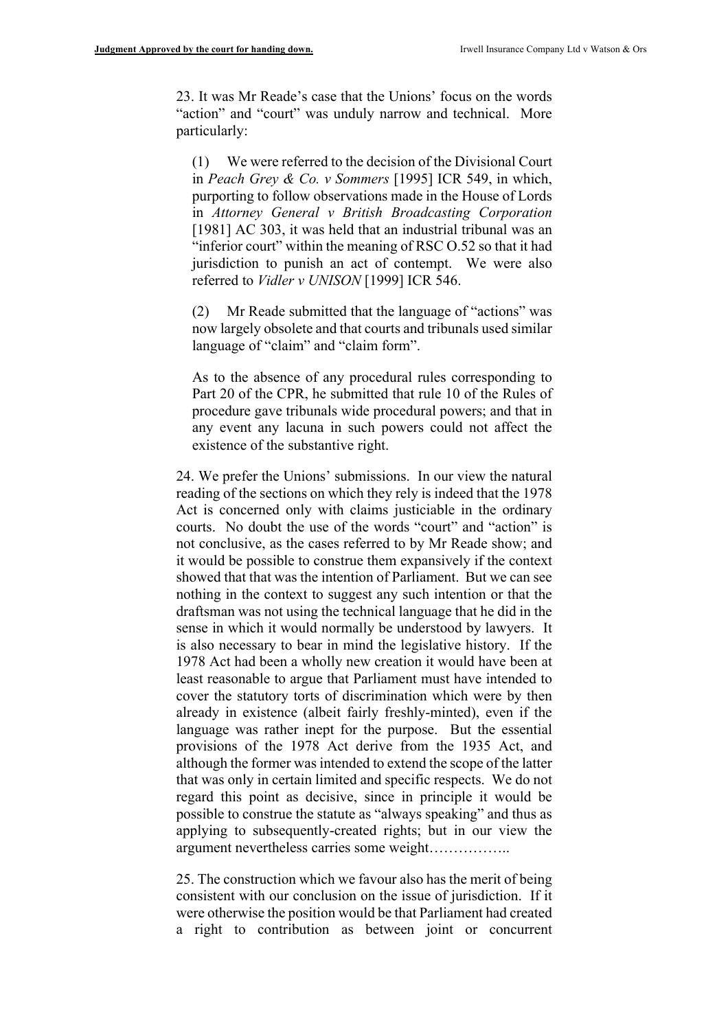23. It was Mr Reade's case that the Unions' focus on the words "action" and "court" was unduly narrow and technical. More particularly:

(1) We were referred to the decision of the Divisional Court in *Peach Grey & Co. v Sommers* [1995] ICR 549, in which, purporting to follow observations made in the House of Lords in *Attorney General v British Broadcasting Corporation* [1981] AC 303, it was held that an industrial tribunal was an "inferior court" within the meaning of RSC O.52 so that it had jurisdiction to punish an act of contempt. We were also referred to *Vidler v UNISON* [1999] ICR 546.

(2) Mr Reade submitted that the language of "actions" was now largely obsolete and that courts and tribunals used similar language of "claim" and "claim form".

As to the absence of any procedural rules corresponding to Part 20 of the CPR, he submitted that rule 10 of the Rules of procedure gave tribunals wide procedural powers; and that in any event any lacuna in such powers could not affect the existence of the substantive right.

24. We prefer the Unions' submissions. In our view the natural reading of the sections on which they rely is indeed that the 1978 Act is concerned only with claims justiciable in the ordinary courts. No doubt the use of the words "court" and "action" is not conclusive, as the cases referred to by Mr Reade show; and it would be possible to construe them expansively if the context showed that that was the intention of Parliament. But we can see nothing in the context to suggest any such intention or that the draftsman was not using the technical language that he did in the sense in which it would normally be understood by lawyers. It is also necessary to bear in mind the legislative history. If the 1978 Act had been a wholly new creation it would have been at least reasonable to argue that Parliament must have intended to cover the statutory torts of discrimination which were by then already in existence (albeit fairly freshly-minted), even if the language was rather inept for the purpose. But the essential provisions of the 1978 Act derive from the 1935 Act, and although the former was intended to extend the scope of the latter that was only in certain limited and specific respects. We do not regard this point as decisive, since in principle it would be possible to construe the statute as "always speaking" and thus as applying to subsequently-created rights; but in our view the argument nevertheless carries some weight……………..

25. The construction which we favour also has the merit of being consistent with our conclusion on the issue of jurisdiction. If it were otherwise the position would be that Parliament had created a right to contribution as between joint or concurrent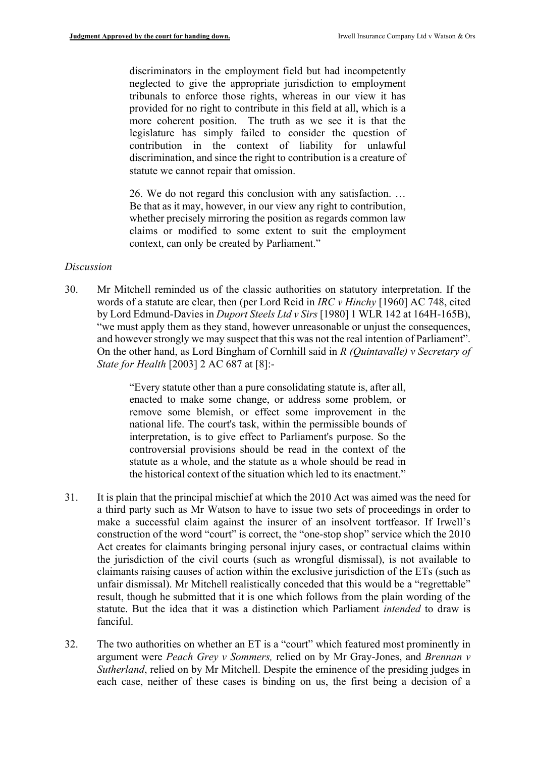> discriminators in the employment field but had incompetently neglected to give the appropriate jurisdiction to employment tribunals to enforce those rights, whereas in our view it has provided for no right to contribute in this field at all, which is a more coherent position. The truth as we see it is that the legislature has simply failed to consider the question of contribution in the context of liability for unlawful discrimination, and since the right to contribution is a creature of statute we cannot repair that omission.
>
> 26. We do not regard this conclusion with any satisfaction. … Be that as it may, however, in our view any right to contribution, whether precisely mirroring the position as regards common law claims or modified to some extent to suit the employment context, can only be created by Parliament."

*Discussion*

30. Mr Mitchell reminded us of the classic authorities on statutory interpretation. If the words of a statute are clear, then (per Lord Reid in *IRC v Hinchy* [1960] AC 748, cited by Lord Edmund-Davies in *Duport Steels Ltd v Sirs* [1980] 1 WLR 142 at 164H-165B), "we must apply them as they stand, however unreasonable or unjust the consequences, and however strongly we may suspect that this was not the real intention of Parliament". On the other hand, as Lord Bingham of Cornhill said in *R (Quintavalle) v Secretary of State for Health* [2003] 2 AC 687 at [8]:-

> "Every statute other than a pure consolidating statute is, after all, enacted to make some change, or address some problem, or remove some blemish, or effect some improvement in the national life. The court's task, within the permissible bounds of interpretation, is to give effect to Parliament's purpose. So the controversial provisions should be read in the context of the statute as a whole, and the statute as a whole should be read in the historical context of the situation which led to its enactment."

31. It is plain that the principal mischief at which the 2010 Act was aimed was the need for a third party such as Mr Watson to have to issue two sets of proceedings in order to make a successful claim against the insurer of an insolvent tortfeasor. If Irwell's construction of the word "court" is correct, the "one-stop shop" service which the 2010 Act creates for claimants bringing personal injury cases, or contractual claims within the jurisdiction of the civil courts (such as wrongful dismissal), is not available to claimants raising causes of action within the exclusive jurisdiction of the ETs (such as unfair dismissal). Mr Mitchell realistically conceded that this would be a "regrettable" result, though he submitted that it is one which follows from the plain wording of the statute. But the idea that it was a distinction which Parliament *intended* to draw is fanciful.

32. The two authorities on whether an ET is a "court" which featured most prominently in argument were *Peach Grey v Sommers,* relied on by Mr Gray-Jones, and *Brennan v Sutherland*, relied on by Mr Mitchell. Despite the eminence of the presiding judges in each case, neither of these cases is binding on us, the first being a decision of a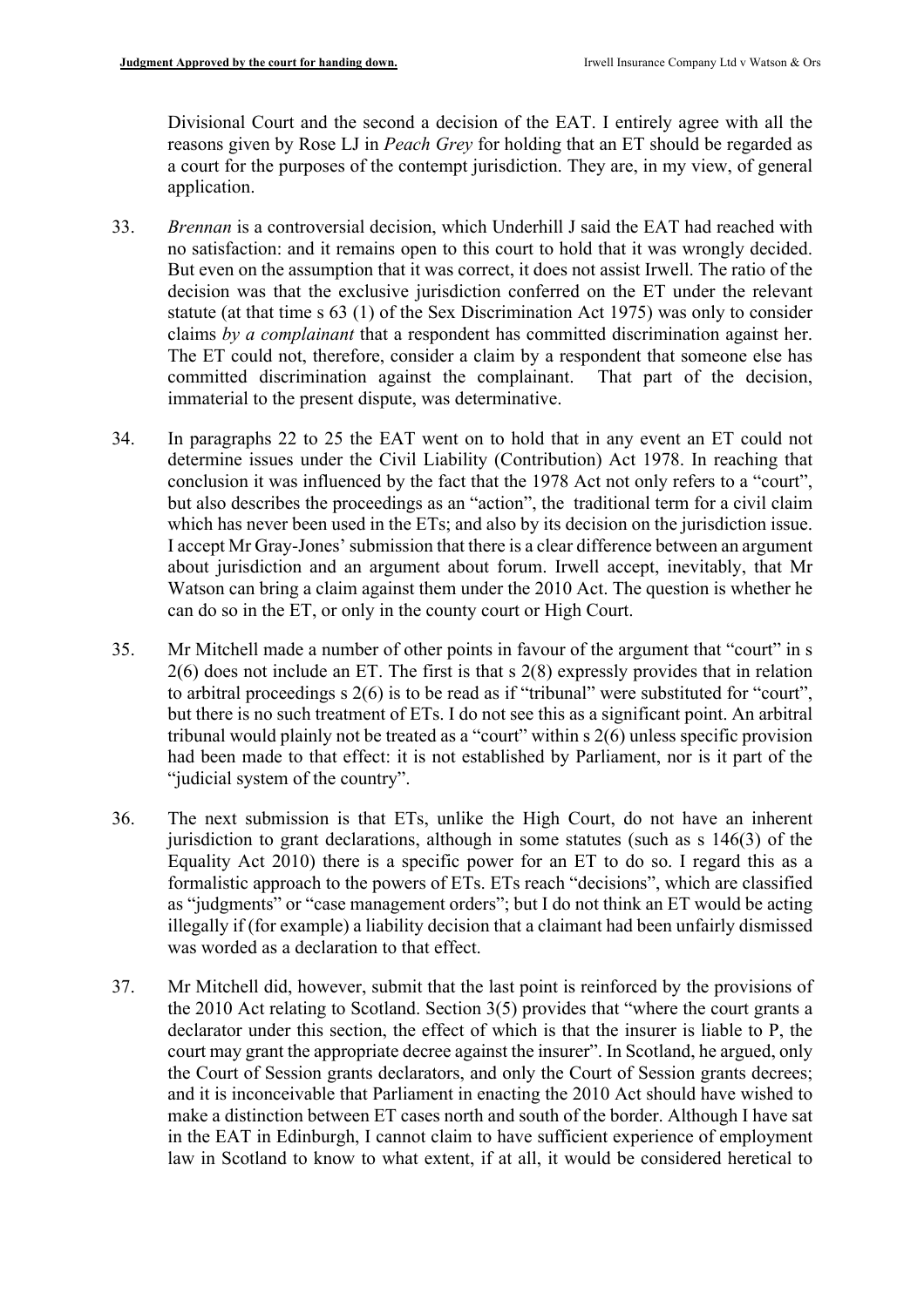Divisional Court and the second a decision of the EAT. I entirely agree with all the reasons given by Rose LJ in *Peach Grey* for holding that an ET should be regarded as a court for the purposes of the contempt jurisdiction. They are, in my view, of general application.

33. *Brennan* is a controversial decision, which Underhill J said the EAT had reached with no satisfaction: and it remains open to this court to hold that it was wrongly decided. But even on the assumption that it was correct, it does not assist Irwell. The ratio of the decision was that the exclusive jurisdiction conferred on the ET under the relevant statute (at that time s 63 (1) of the Sex Discrimination Act 1975) was only to consider claims *by a complainant* that a respondent has committed discrimination against her. The ET could not, therefore, consider a claim by a respondent that someone else has committed discrimination against the complainant. That part of the decision, immaterial to the present dispute, was determinative.

34. In paragraphs 22 to 25 the EAT went on to hold that in any event an ET could not determine issues under the Civil Liability (Contribution) Act 1978. In reaching that conclusion it was influenced by the fact that the 1978 Act not only refers to a "court", but also describes the proceedings as an "action", the traditional term for a civil claim which has never been used in the ETs; and also by its decision on the jurisdiction issue. I accept Mr Gray-Jones' submission that there is a clear difference between an argument about jurisdiction and an argument about forum. Irwell accept, inevitably, that Mr Watson can bring a claim against them under the 2010 Act. The question is whether he can do so in the ET, or only in the county court or High Court.

35. Mr Mitchell made a number of other points in favour of the argument that "court" in s 2(6) does not include an ET. The first is that s 2(8) expressly provides that in relation to arbitral proceedings s 2(6) is to be read as if "tribunal" were substituted for "court", but there is no such treatment of ETs. I do not see this as a significant point. An arbitral tribunal would plainly not be treated as a "court" within s 2(6) unless specific provision had been made to that effect: it is not established by Parliament, nor is it part of the "judicial system of the country".

36. The next submission is that ETs, unlike the High Court, do not have an inherent jurisdiction to grant declarations, although in some statutes (such as s 146(3) of the Equality Act 2010) there is a specific power for an ET to do so. I regard this as a formalistic approach to the powers of ETs. ETs reach "decisions", which are classified as "judgments" or "case management orders"; but I do not think an ET would be acting illegally if (for example) a liability decision that a claimant had been unfairly dismissed was worded as a declaration to that effect.

37. Mr Mitchell did, however, submit that the last point is reinforced by the provisions of the 2010 Act relating to Scotland. Section 3(5) provides that "where the court grants a declarator under this section, the effect of which is that the insurer is liable to P, the court may grant the appropriate decree against the insurer". In Scotland, he argued, only the Court of Session grants declarators, and only the Court of Session grants decrees; and it is inconceivable that Parliament in enacting the 2010 Act should have wished to make a distinction between ET cases north and south of the border. Although I have sat in the EAT in Edinburgh, I cannot claim to have sufficient experience of employment law in Scotland to know to what extent, if at all, it would be considered heretical to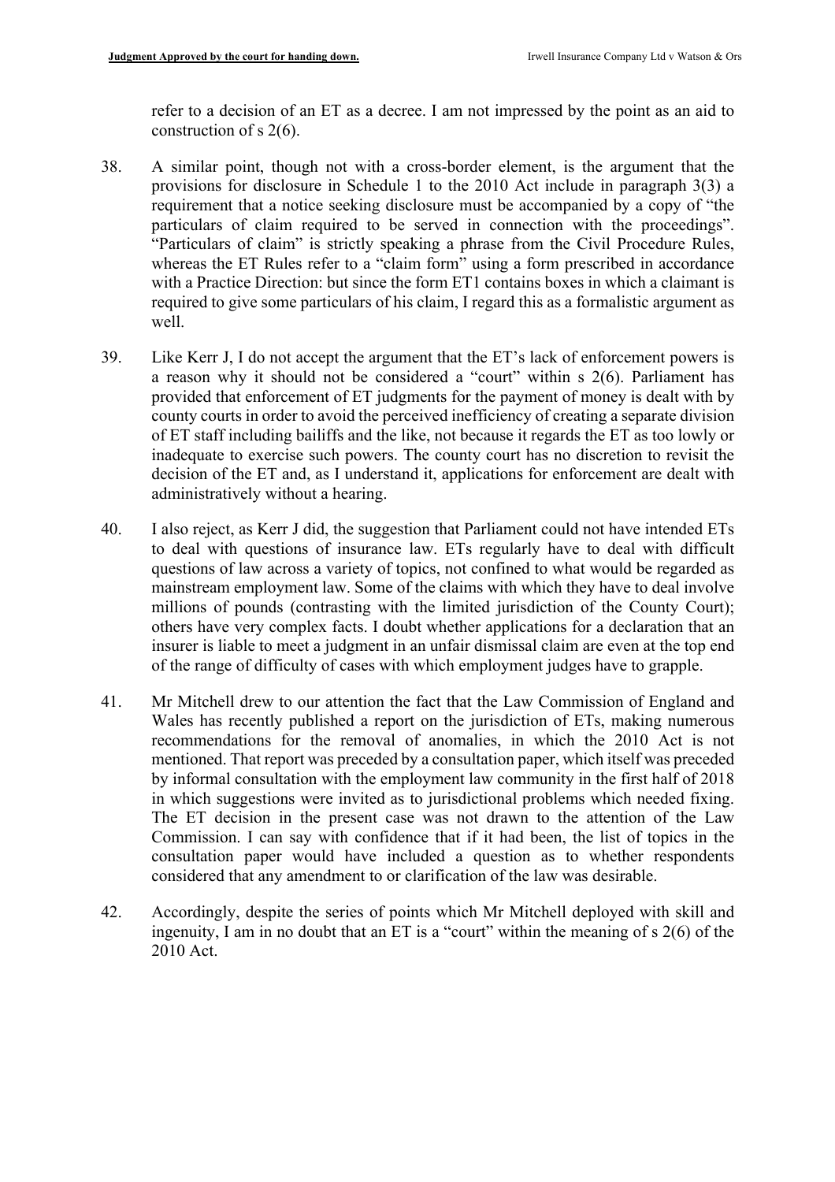refer to a decision of an ET as a decree. I am not impressed by the point as an aid to construction of s 2(6).

38. A similar point, though not with a cross-border element, is the argument that the provisions for disclosure in Schedule 1 to the 2010 Act include in paragraph 3(3) a requirement that a notice seeking disclosure must be accompanied by a copy of "the particulars of claim required to be served in connection with the proceedings". "Particulars of claim" is strictly speaking a phrase from the Civil Procedure Rules, whereas the ET Rules refer to a "claim form" using a form prescribed in accordance with a Practice Direction: but since the form ET1 contains boxes in which a claimant is required to give some particulars of his claim, I regard this as a formalistic argument as well.

39. Like Kerr J, I do not accept the argument that the ET's lack of enforcement powers is a reason why it should not be considered a "court" within s 2(6). Parliament has provided that enforcement of ET judgments for the payment of money is dealt with by county courts in order to avoid the perceived inefficiency of creating a separate division of ET staff including bailiffs and the like, not because it regards the ET as too lowly or inadequate to exercise such powers. The county court has no discretion to revisit the decision of the ET and, as I understand it, applications for enforcement are dealt with administratively without a hearing.

40. I also reject, as Kerr J did, the suggestion that Parliament could not have intended ETs to deal with questions of insurance law. ETs regularly have to deal with difficult questions of law across a variety of topics, not confined to what would be regarded as mainstream employment law. Some of the claims with which they have to deal involve millions of pounds (contrasting with the limited jurisdiction of the County Court); others have very complex facts. I doubt whether applications for a declaration that an insurer is liable to meet a judgment in an unfair dismissal claim are even at the top end of the range of difficulty of cases with which employment judges have to grapple.

41. Mr Mitchell drew to our attention the fact that the Law Commission of England and Wales has recently published a report on the jurisdiction of ETs, making numerous recommendations for the removal of anomalies, in which the 2010 Act is not mentioned. That report was preceded by a consultation paper, which itself was preceded by informal consultation with the employment law community in the first half of 2018 in which suggestions were invited as to jurisdictional problems which needed fixing. The ET decision in the present case was not drawn to the attention of the Law Commission. I can say with confidence that if it had been, the list of topics in the consultation paper would have included a question as to whether respondents considered that any amendment to or clarification of the law was desirable.

42. Accordingly, despite the series of points which Mr Mitchell deployed with skill and ingenuity, I am in no doubt that an ET is a "court" within the meaning of s 2(6) of the 2010 Act.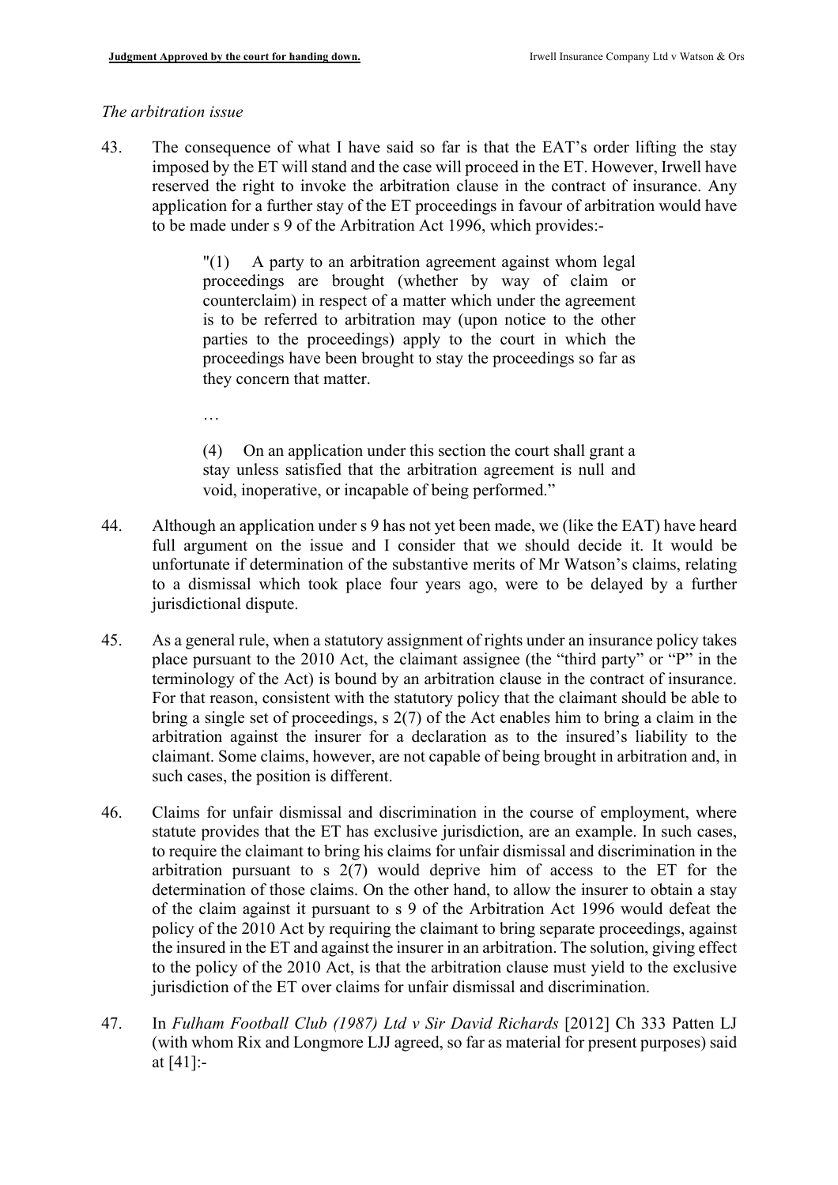*The arbitration issue*

43. The consequence of what I have said so far is that the EAT's order lifting the stay imposed by the ET will stand and the case will proceed in the ET. However, Irwell have reserved the right to invoke the arbitration clause in the contract of insurance. Any application for a further stay of the ET proceedings in favour of arbitration would have to be made under s 9 of the Arbitration Act 1996, which provides:-

> "(1) A party to an arbitration agreement against whom legal proceedings are brought (whether by way of claim or counterclaim) in respect of a matter which under the agreement is to be referred to arbitration may (upon notice to the other parties to the proceedings) apply to the court in which the proceedings have been brought to stay the proceedings so far as they concern that matter.
>
> …
>
> (4) On an application under this section the court shall grant a stay unless satisfied that the arbitration agreement is null and void, inoperative, or incapable of being performed."

44. Although an application under s 9 has not yet been made, we (like the EAT) have heard full argument on the issue and I consider that we should decide it. It would be unfortunate if determination of the substantive merits of Mr Watson's claims, relating to a dismissal which took place four years ago, were to be delayed by a further jurisdictional dispute.

45. As a general rule, when a statutory assignment of rights under an insurance policy takes place pursuant to the 2010 Act, the claimant assignee (the "third party" or "P" in the terminology of the Act) is bound by an arbitration clause in the contract of insurance. For that reason, consistent with the statutory policy that the claimant should be able to bring a single set of proceedings, s 2(7) of the Act enables him to bring a claim in the arbitration against the insurer for a declaration as to the insured's liability to the claimant. Some claims, however, are not capable of being brought in arbitration and, in such cases, the position is different.

46. Claims for unfair dismissal and discrimination in the course of employment, where statute provides that the ET has exclusive jurisdiction, are an example. In such cases, to require the claimant to bring his claims for unfair dismissal and discrimination in the arbitration pursuant to s 2(7) would deprive him of access to the ET for the determination of those claims. On the other hand, to allow the insurer to obtain a stay of the claim against it pursuant to s 9 of the Arbitration Act 1996 would defeat the policy of the 2010 Act by requiring the claimant to bring separate proceedings, against the insured in the ET and against the insurer in an arbitration. The solution, giving effect to the policy of the 2010 Act, is that the arbitration clause must yield to the exclusive jurisdiction of the ET over claims for unfair dismissal and discrimination.

47. In *Fulham Football Club (1987) Ltd v Sir David Richards* [2012] Ch 333 Patten LJ (with whom Rix and Longmore LJJ agreed, so far as material for present purposes) said at [41]:-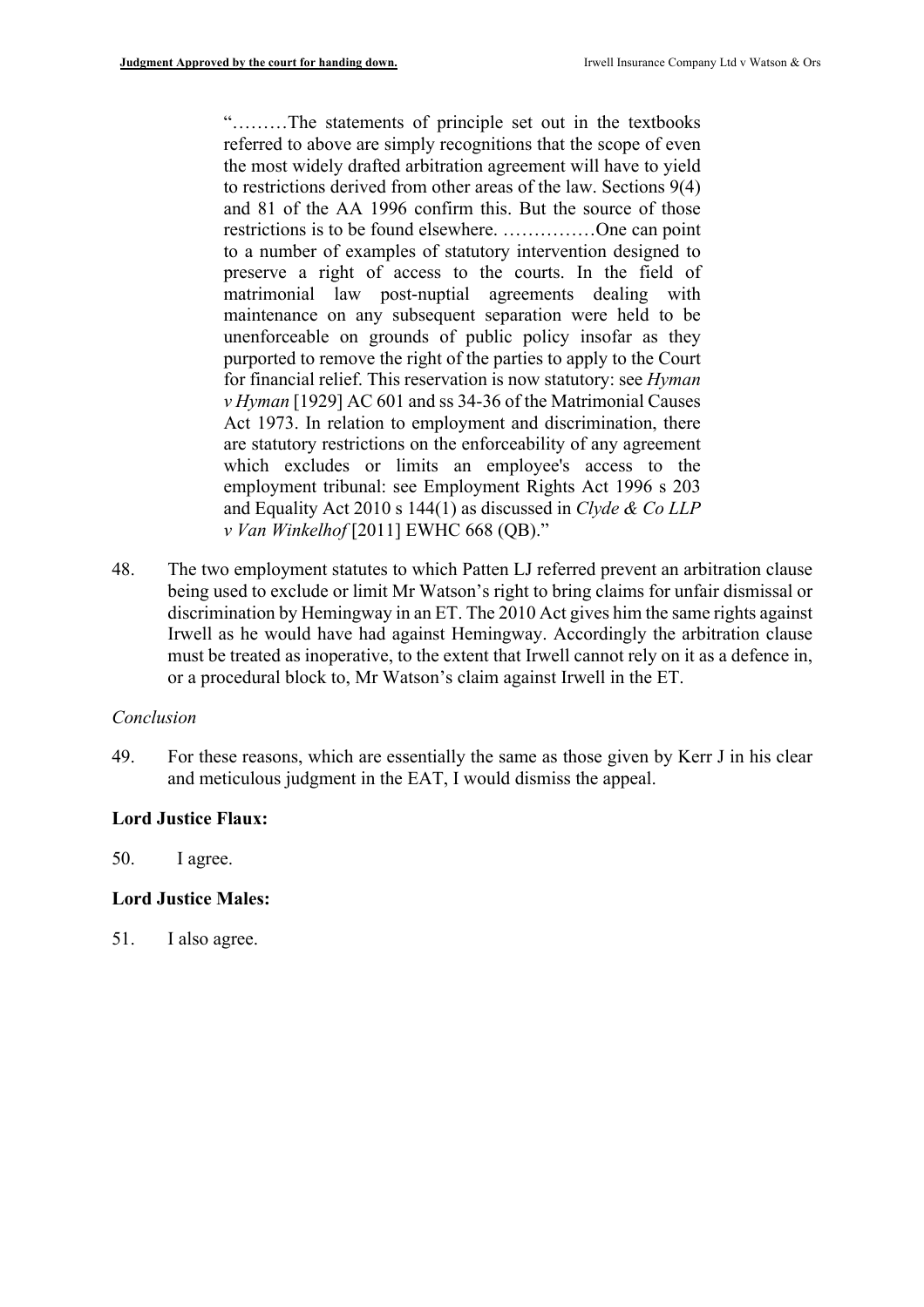> "………The statements of principle set out in the textbooks referred to above are simply recognitions that the scope of even the most widely drafted arbitration agreement will have to yield to restrictions derived from other areas of the law. Sections 9(4) and 81 of the AA 1996 confirm this. But the source of those restrictions is to be found elsewhere. ……………One can point to a number of examples of statutory intervention designed to preserve a right of access to the courts. In the field of matrimonial law post-nuptial agreements dealing with maintenance on any subsequent separation were held to be unenforceable on grounds of public policy insofar as they purported to remove the right of the parties to apply to the Court for financial relief. This reservation is now statutory: see *Hyman v Hyman* [1929] AC 601 and ss 34-36 of the Matrimonial Causes Act 1973. In relation to employment and discrimination, there are statutory restrictions on the enforceability of any agreement which excludes or limits an employee's access to the employment tribunal: see Employment Rights Act 1996 s 203 and Equality Act 2010 s 144(1) as discussed in *Clyde & Co LLP v Van Winkelhof* [2011] EWHC 668 (QB)."

48. The two employment statutes to which Patten LJ referred prevent an arbitration clause being used to exclude or limit Mr Watson's right to bring claims for unfair dismissal or discrimination by Hemingway in an ET. The 2010 Act gives him the same rights against Irwell as he would have had against Hemingway. Accordingly the arbitration clause must be treated as inoperative, to the extent that Irwell cannot rely on it as a defence in, or a procedural block to, Mr Watson's claim against Irwell in the ET.

*Conclusion*

49. For these reasons, which are essentially the same as those given by Kerr J in his clear and meticulous judgment in the EAT, I would dismiss the appeal.

**Lord Justice Flaux:**

50. I agree.

**Lord Justice Males:**

51. I also agree.